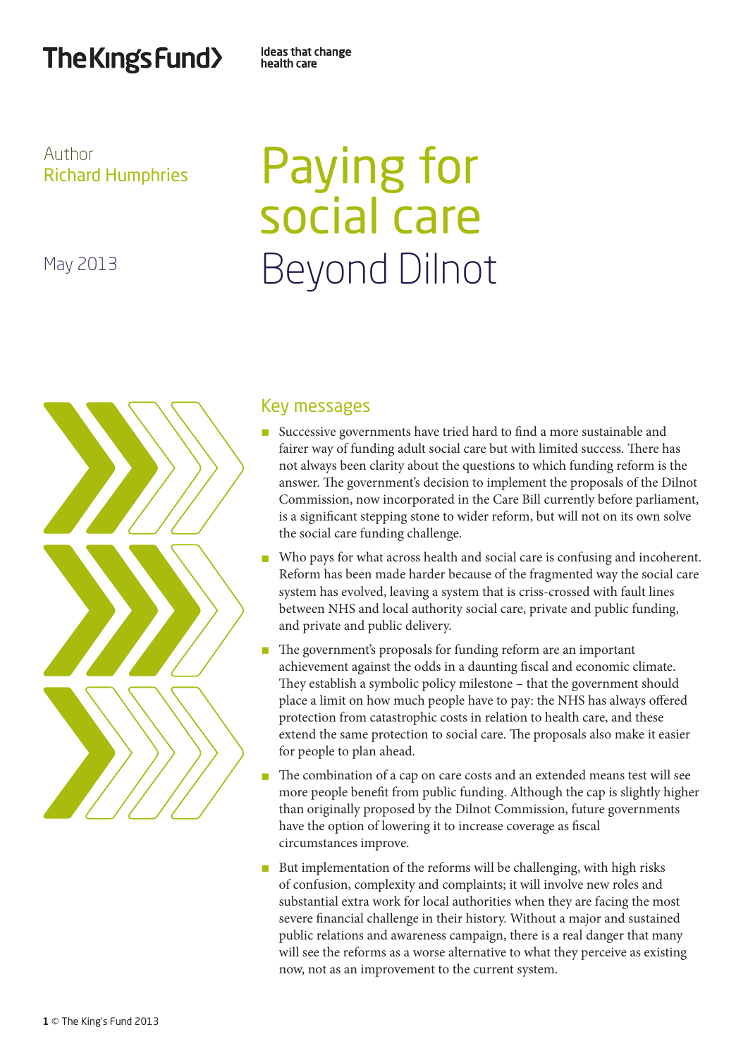The King's Fund

Ideas that change health care

Author
Richard Humphries

May 2013

# Paying for social care
## Beyond Dilnot

### Key messages

- Successive governments have tried hard to find a more sustainable and fairer way of funding adult social care but with limited success. There has not always been clarity about the questions to which funding reform is the answer. The government's decision to implement the proposals of the Dilnot Commission, now incorporated in the Care Bill currently before parliament, is a significant stepping stone to wider reform, but will not on its own solve the social care funding challenge.
- Who pays for what across health and social care is confusing and incoherent. Reform has been made harder because of the fragmented way the social care system has evolved, leaving a system that is criss-crossed with fault lines between NHS and local authority social care, private and public funding, and private and public delivery.
- The government's proposals for funding reform are an important achievement against the odds in a daunting fiscal and economic climate. They establish a symbolic policy milestone – that the government should place a limit on how much people have to pay: the NHS has always offered protection from catastrophic costs in relation to health care, and these extend the same protection to social care. The proposals also make it easier for people to plan ahead.
- The combination of a cap on care costs and an extended means test will see more people benefit from public funding. Although the cap is slightly higher than originally proposed by the Dilnot Commission, future governments have the option of lowering it to increase coverage as fiscal circumstances improve.
- But implementation of the reforms will be challenging, with high risks of confusion, complexity and complaints; it will involve new roles and substantial extra work for local authorities when they are facing the most severe financial challenge in their history. Without a major and sustained public relations and awareness campaign, there is a real danger that many will see the reforms as a worse alternative to what they perceive as existing now, not as an improvement to the current system.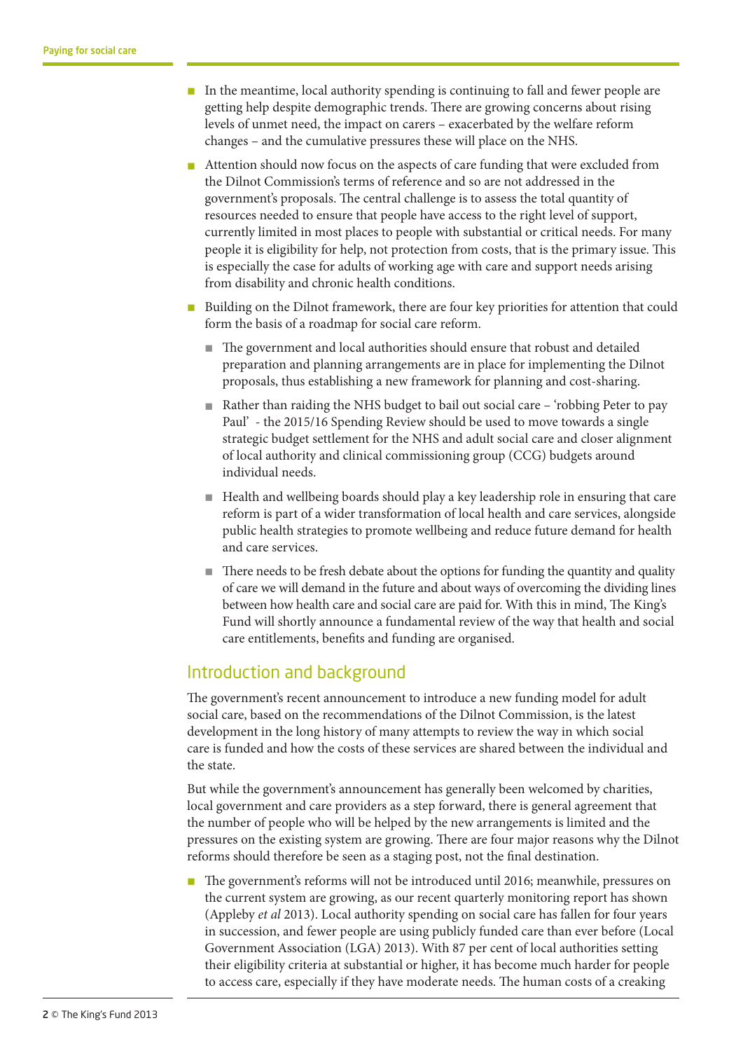- In the meantime, local authority spending is continuing to fall and fewer people are getting help despite demographic trends. There are growing concerns about rising levels of unmet need, the impact on carers – exacerbated by the welfare reform changes – and the cumulative pressures these will place on the NHS.
- Attention should now focus on the aspects of care funding that were excluded from the Dilnot Commission's terms of reference and so are not addressed in the government's proposals. The central challenge is to assess the total quantity of resources needed to ensure that people have access to the right level of support, currently limited in most places to people with substantial or critical needs. For many people it is eligibility for help, not protection from costs, that is the primary issue. This is especially the case for adults of working age with care and support needs arising from disability and chronic health conditions.
- Building on the Dilnot framework, there are four key priorities for attention that could form the basis of a roadmap for social care reform.
  - The government and local authorities should ensure that robust and detailed preparation and planning arrangements are in place for implementing the Dilnot proposals, thus establishing a new framework for planning and cost-sharing.
  - Rather than raiding the NHS budget to bail out social care – 'robbing Peter to pay Paul' - the 2015/16 Spending Review should be used to move towards a single strategic budget settlement for the NHS and adult social care and closer alignment of local authority and clinical commissioning group (CCG) budgets around individual needs.
  - Health and wellbeing boards should play a key leadership role in ensuring that care reform is part of a wider transformation of local health and care services, alongside public health strategies to promote wellbeing and reduce future demand for health and care services.
  - There needs to be fresh debate about the options for funding the quantity and quality of care we will demand in the future and about ways of overcoming the dividing lines between how health care and social care are paid for. With this in mind, The King's Fund will shortly announce a fundamental review of the way that health and social care entitlements, benefits and funding are organised.

## Introduction and background

The government's recent announcement to introduce a new funding model for adult social care, based on the recommendations of the Dilnot Commission, is the latest development in the long history of many attempts to review the way in which social care is funded and how the costs of these services are shared between the individual and the state.

But while the government's announcement has generally been welcomed by charities, local government and care providers as a step forward, there is general agreement that the number of people who will be helped by the new arrangements is limited and the pressures on the existing system are growing. There are four major reasons why the Dilnot reforms should therefore be seen as a staging post, not the final destination.

- The government's reforms will not be introduced until 2016; meanwhile, pressures on the current system are growing, as our recent quarterly monitoring report has shown (Appleby *et al* 2013). Local authority spending on social care has fallen for four years in succession, and fewer people are using publicly funded care than ever before (Local Government Association (LGA) 2013). With 87 per cent of local authorities setting their eligibility criteria at substantial or higher, it has become much harder for people to access care, especially if they have moderate needs. The human costs of a creaking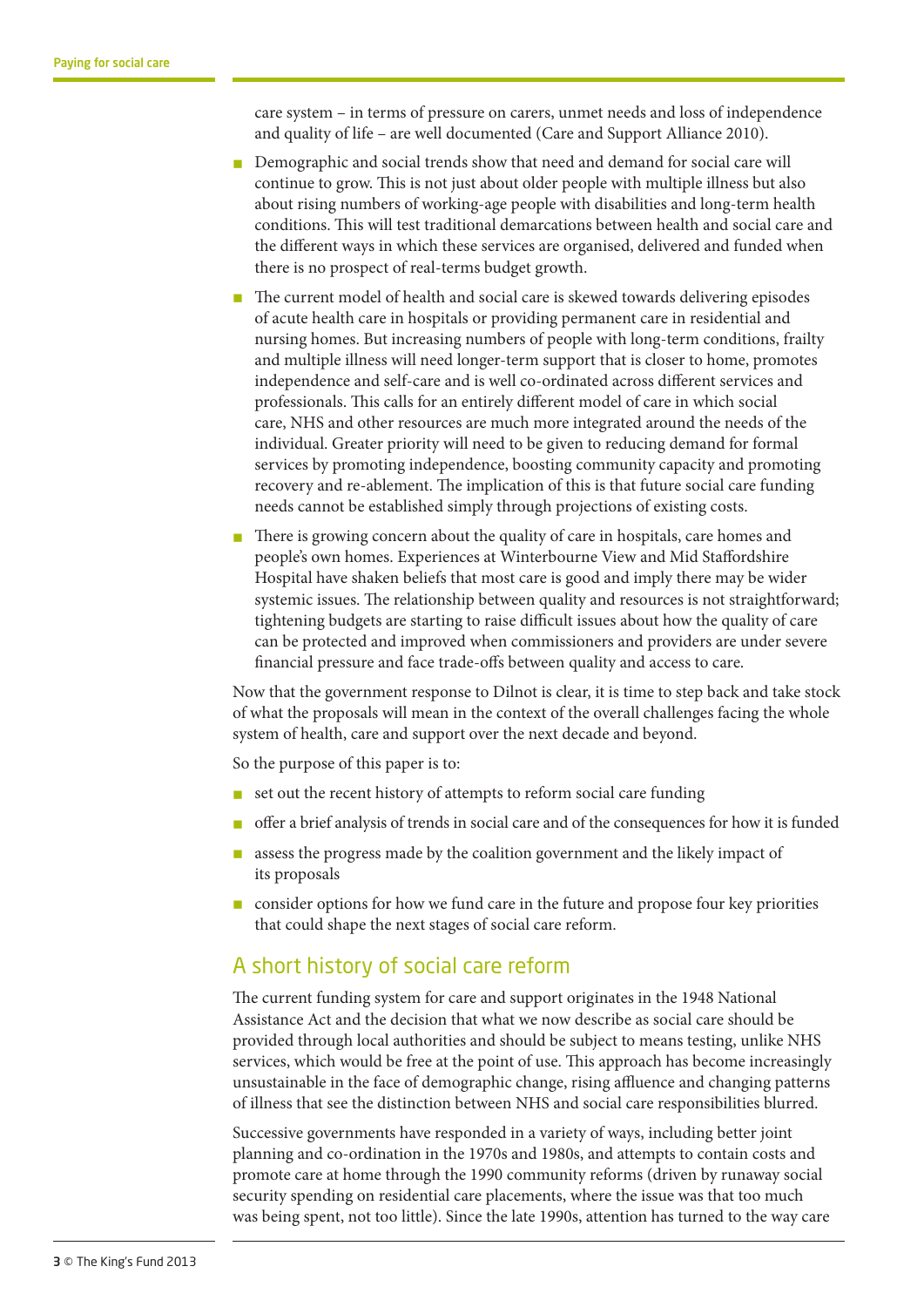care system – in terms of pressure on carers, unmet needs and loss of independence and quality of life – are well documented (Care and Support Alliance 2010).

- Demographic and social trends show that need and demand for social care will continue to grow. This is not just about older people with multiple illness but also about rising numbers of working-age people with disabilities and long-term health conditions. This will test traditional demarcations between health and social care and the different ways in which these services are organised, delivered and funded when there is no prospect of real-terms budget growth.
- The current model of health and social care is skewed towards delivering episodes of acute health care in hospitals or providing permanent care in residential and nursing homes. But increasing numbers of people with long-term conditions, frailty and multiple illness will need longer-term support that is closer to home, promotes independence and self-care and is well co-ordinated across different services and professionals. This calls for an entirely different model of care in which social care, NHS and other resources are much more integrated around the needs of the individual. Greater priority will need to be given to reducing demand for formal services by promoting independence, boosting community capacity and promoting recovery and re-ablement. The implication of this is that future social care funding needs cannot be established simply through projections of existing costs.
- There is growing concern about the quality of care in hospitals, care homes and people's own homes. Experiences at Winterbourne View and Mid Staffordshire Hospital have shaken beliefs that most care is good and imply there may be wider systemic issues. The relationship between quality and resources is not straightforward; tightening budgets are starting to raise difficult issues about how the quality of care can be protected and improved when commissioners and providers are under severe financial pressure and face trade-offs between quality and access to care.

Now that the government response to Dilnot is clear, it is time to step back and take stock of what the proposals will mean in the context of the overall challenges facing the whole system of health, care and support over the next decade and beyond.

So the purpose of this paper is to:

- set out the recent history of attempts to reform social care funding
- offer a brief analysis of trends in social care and of the consequences for how it is funded
- assess the progress made by the coalition government and the likely impact of its proposals
- consider options for how we fund care in the future and propose four key priorities that could shape the next stages of social care reform.

## A short history of social care reform

The current funding system for care and support originates in the 1948 National Assistance Act and the decision that what we now describe as social care should be provided through local authorities and should be subject to means testing, unlike NHS services, which would be free at the point of use. This approach has become increasingly unsustainable in the face of demographic change, rising affluence and changing patterns of illness that see the distinction between NHS and social care responsibilities blurred.

Successive governments have responded in a variety of ways, including better joint planning and co-ordination in the 1970s and 1980s, and attempts to contain costs and promote care at home through the 1990 community reforms (driven by runaway social security spending on residential care placements, where the issue was that too much was being spent, not too little). Since the late 1990s, attention has turned to the way care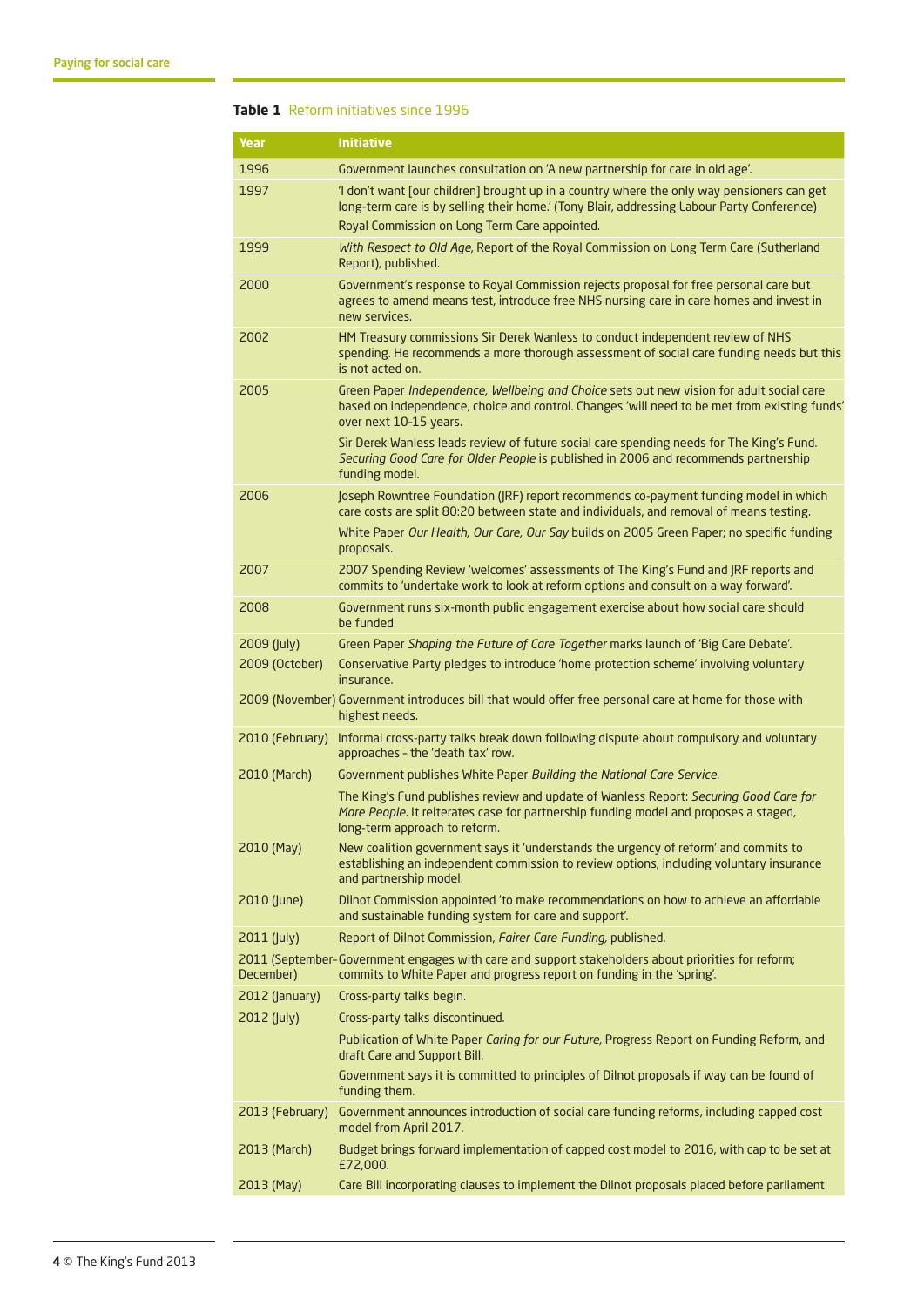**Table 1** Reform initiatives since 1996

| Year | Initiative |
|---|---|
| 1996 | Government launches consultation on 'A new partnership for care in old age'. |
| 1997 | 'I don't want [our children] brought up in a country where the only way pensioners can get long-term care is by selling their home.' (Tony Blair, addressing Labour Party Conference) Royal Commission on Long Term Care appointed. |
| 1999 | *With Respect to Old Age*, Report of the Royal Commission on Long Term Care (Sutherland Report), published. |
| 2000 | Government's response to Royal Commission rejects proposal for free personal care but agrees to amend means test, introduce free NHS nursing care in care homes and invest in new services. |
| 2002 | HM Treasury commissions Sir Derek Wanless to conduct independent review of NHS spending. He recommends a more thorough assessment of social care funding needs but this is not acted on. |
| 2005 | Green Paper *Independence, Wellbeing and Choice* sets out new vision for adult social care based on independence, choice and control. Changes 'will need to be met from existing funds' over next 10-15 years. Sir Derek Wanless leads review of future social care spending needs for The King's Fund. *Securing Good Care for Older People* is published in 2006 and recommends partnership funding model. |
| 2006 | Joseph Rowntree Foundation (JRF) report recommends co-payment funding model in which care costs are split 80:20 between state and individuals, and removal of means testing. White Paper *Our Health, Our Care, Our Say* builds on 2005 Green Paper; no specific funding proposals. |
| 2007 | 2007 Spending Review 'welcomes' assessments of The King's Fund and JRF reports and commits to 'undertake work to look at reform options and consult on a way forward'. |
| 2008 | Government runs six-month public engagement exercise about how social care should be funded. |
| 2009 (July) | Green Paper *Shaping the Future of Care Together* marks launch of 'Big Care Debate'. |
| 2009 (October) | Conservative Party pledges to introduce 'home protection scheme' involving voluntary insurance. |
| 2009 (November) | Government introduces bill that would offer free personal care at home for those with highest needs. |
| 2010 (February) | Informal cross-party talks break down following dispute about compulsory and voluntary approaches – the 'death tax' row. |
| 2010 (March) | Government publishes White Paper *Building the National Care Service*. The King's Fund publishes review and update of Wanless Report: *Securing Good Care for More People*. It reiterates case for partnership funding model and proposes a staged, long-term approach to reform. |
| 2010 (May) | New coalition government says it 'understands the urgency of reform' and commits to establishing an independent commission to review options, including voluntary insurance and partnership model. |
| 2010 (June) | Dilnot Commission appointed 'to make recommendations on how to achieve an affordable and sustainable funding system for care and support'. |
| 2011 (July) | Report of Dilnot Commission, *Fairer Care Funding*, published. |
| 2011 (September-December) | Government engages with care and support stakeholders about priorities for reform; commits to White Paper and progress report on funding in the 'spring'. |
| 2012 (January) | Cross-party talks begin. |
| 2012 (July) | Cross-party talks discontinued. Publication of White Paper *Caring for our Future*, Progress Report on Funding Reform, and draft Care and Support Bill. Government says it is committed to principles of Dilnot proposals if way can be found of funding them. |
| 2013 (February) | Government announces introduction of social care funding reforms, including capped cost model from April 2017. |
| 2013 (March) | Budget brings forward implementation of capped cost model to 2016, with cap to be set at £72,000. |
| 2013 (May) | Care Bill incorporating clauses to implement the Dilnot proposals placed before parliament |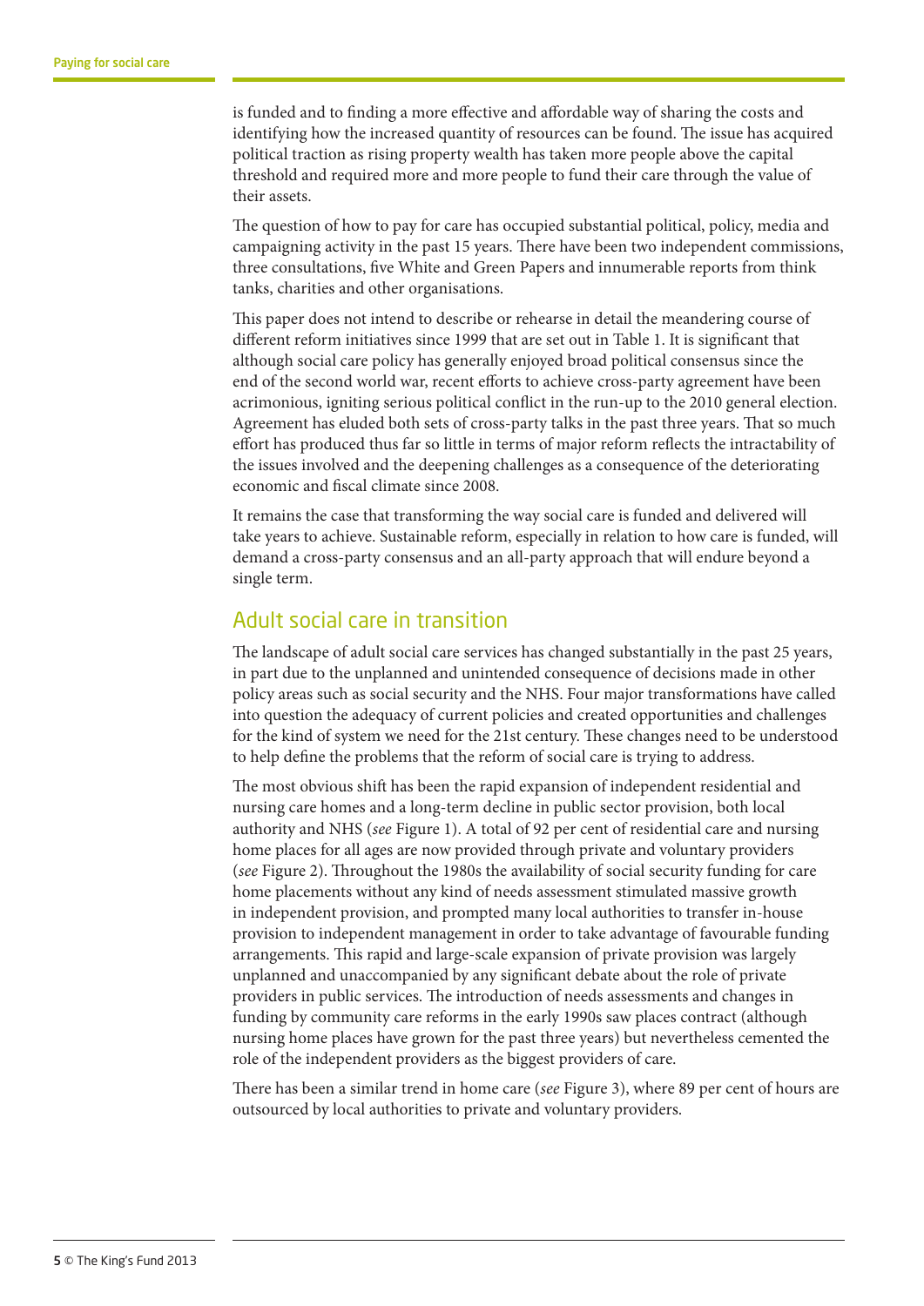is funded and to finding a more effective and affordable way of sharing the costs and identifying how the increased quantity of resources can be found. The issue has acquired political traction as rising property wealth has taken more people above the capital threshold and required more and more people to fund their care through the value of their assets.

The question of how to pay for care has occupied substantial political, policy, media and campaigning activity in the past 15 years. There have been two independent commissions, three consultations, five White and Green Papers and innumerable reports from think tanks, charities and other organisations.

This paper does not intend to describe or rehearse in detail the meandering course of different reform initiatives since 1999 that are set out in Table 1. It is significant that although social care policy has generally enjoyed broad political consensus since the end of the second world war, recent efforts to achieve cross-party agreement have been acrimonious, igniting serious political conflict in the run-up to the 2010 general election. Agreement has eluded both sets of cross-party talks in the past three years. That so much effort has produced thus far so little in terms of major reform reflects the intractability of the issues involved and the deepening challenges as a consequence of the deteriorating economic and fiscal climate since 2008.

It remains the case that transforming the way social care is funded and delivered will take years to achieve. Sustainable reform, especially in relation to how care is funded, will demand a cross-party consensus and an all-party approach that will endure beyond a single term.

## Adult social care in transition

The landscape of adult social care services has changed substantially in the past 25 years, in part due to the unplanned and unintended consequence of decisions made in other policy areas such as social security and the NHS. Four major transformations have called into question the adequacy of current policies and created opportunities and challenges for the kind of system we need for the 21st century. These changes need to be understood to help define the problems that the reform of social care is trying to address.

The most obvious shift has been the rapid expansion of independent residential and nursing care homes and a long-term decline in public sector provision, both local authority and NHS (*see* Figure 1). A total of 92 per cent of residential care and nursing home places for all ages are now provided through private and voluntary providers (*see* Figure 2). Throughout the 1980s the availability of social security funding for care home placements without any kind of needs assessment stimulated massive growth in independent provision, and prompted many local authorities to transfer in-house provision to independent management in order to take advantage of favourable funding arrangements. This rapid and large-scale expansion of private provision was largely unplanned and unaccompanied by any significant debate about the role of private providers in public services. The introduction of needs assessments and changes in funding by community care reforms in the early 1990s saw places contract (although nursing home places have grown for the past three years) but nevertheless cemented the role of the independent providers as the biggest providers of care.

There has been a similar trend in home care (*see* Figure 3), where 89 per cent of hours are outsourced by local authorities to private and voluntary providers.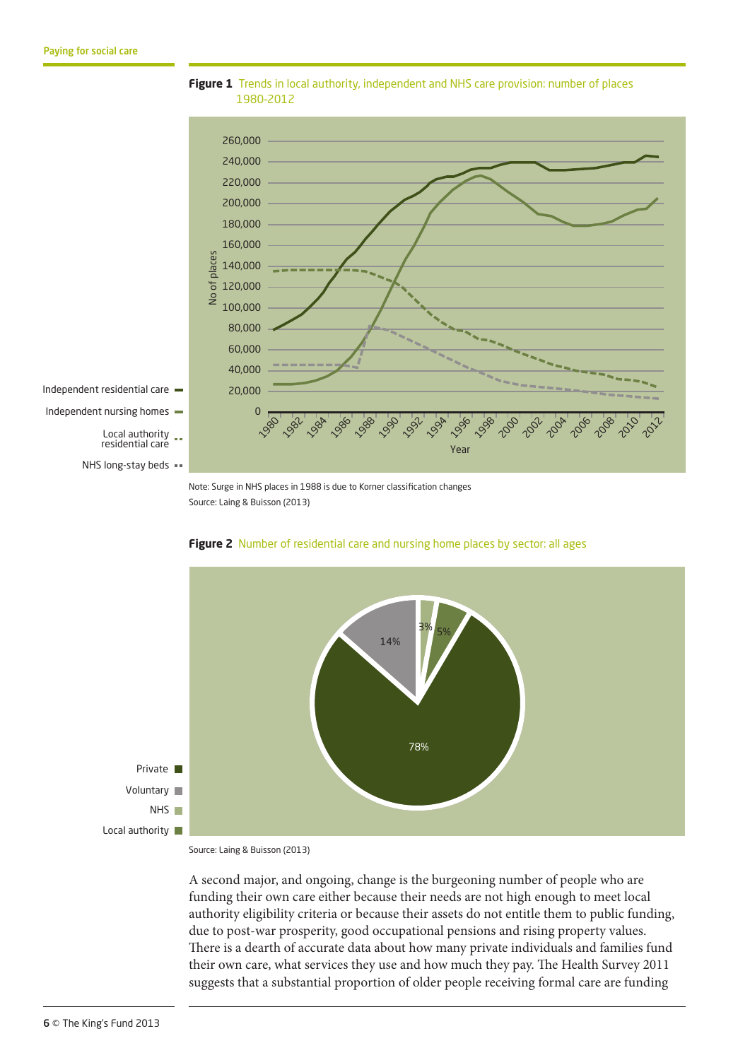**Figure 1** Trends in local authority, independent and NHS care provision: number of places 1980–2012

Note: Surge in NHS places in 1988 is due to Korner classification changes

Source: Laing & Buisson (2013)

**Figure 2** Number of residential care and nursing home places by sector: all ages

Source: Laing & Buisson (2013)

A second major, and ongoing, change is the burgeoning number of people who are funding their own care either because their needs are not high enough to meet local authority eligibility criteria or because their assets do not entitle them to public funding, due to post-war prosperity, good occupational pensions and rising property values. There is a dearth of accurate data about how many private individuals and families fund their own care, what services they use and how much they pay. The Health Survey 2011 suggests that a substantial proportion of older people receiving formal care are funding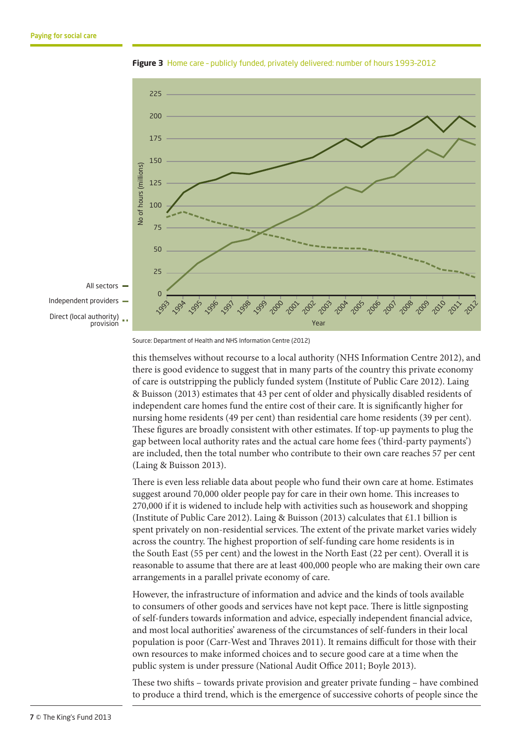**Figure 3** Home care – publicly funded, privately delivered: number of hours 1993–2012

Source: Department of Health and NHS Information Centre (2012)

this themselves without recourse to a local authority (NHS Information Centre 2012), and there is good evidence to suggest that in many parts of the country this private economy of care is outstripping the publicly funded system (Institute of Public Care 2012). Laing & Buisson (2013) estimates that 43 per cent of older and physically disabled residents of independent care homes fund the entire cost of their care. It is significantly higher for nursing home residents (49 per cent) than residential care home residents (39 per cent). These figures are broadly consistent with other estimates. If top-up payments to plug the gap between local authority rates and the actual care home fees ('third-party payments') are included, then the total number who contribute to their own care reaches 57 per cent (Laing & Buisson 2013).

There is even less reliable data about people who fund their own care at home. Estimates suggest around 70,000 older people pay for care in their own home. This increases to 270,000 if it is widened to include help with activities such as housework and shopping (Institute of Public Care 2012). Laing & Buisson (2013) calculates that £1.1 billion is spent privately on non-residential services. The extent of the private market varies widely across the country. The highest proportion of self-funding care home residents is in the South East (55 per cent) and the lowest in the North East (22 per cent). Overall it is reasonable to assume that there are at least 400,000 people who are making their own care arrangements in a parallel private economy of care.

However, the infrastructure of information and advice and the kinds of tools available to consumers of other goods and services have not kept pace. There is little signposting of self-funders towards information and advice, especially independent financial advice, and most local authorities' awareness of the circumstances of self-funders in their local population is poor (Carr-West and Thraves 2011). It remains difficult for those with their own resources to make informed choices and to secure good care at a time when the public system is under pressure (National Audit Office 2011; Boyle 2013).

These two shifts – towards private provision and greater private funding – have combined to produce a third trend, which is the emergence of successive cohorts of people since the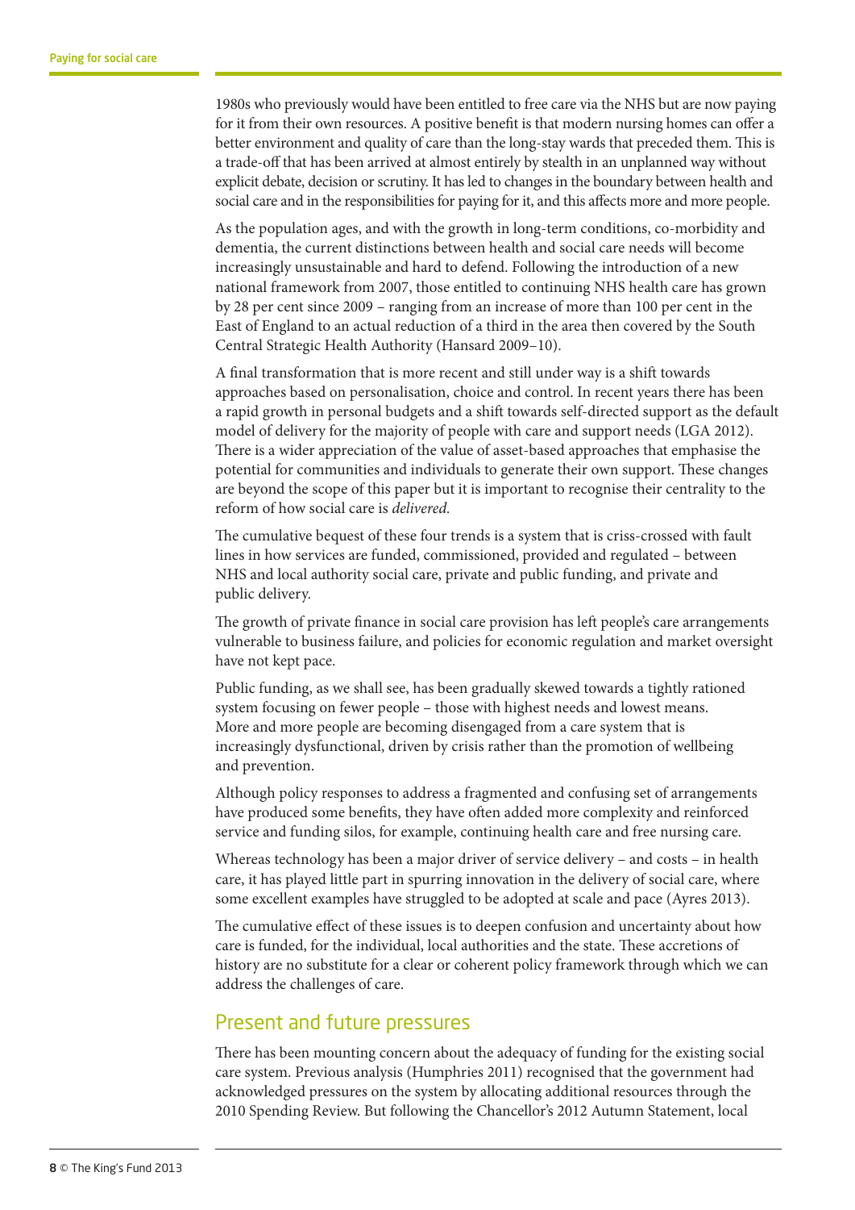1980s who previously would have been entitled to free care via the NHS but are now paying for it from their own resources. A positive benefit is that modern nursing homes can offer a better environment and quality of care than the long-stay wards that preceded them. This is a trade-off that has been arrived at almost entirely by stealth in an unplanned way without explicit debate, decision or scrutiny. It has led to changes in the boundary between health and social care and in the responsibilities for paying for it, and this affects more and more people.

As the population ages, and with the growth in long-term conditions, co-morbidity and dementia, the current distinctions between health and social care needs will become increasingly unsustainable and hard to defend. Following the introduction of a new national framework from 2007, those entitled to continuing NHS health care has grown by 28 per cent since 2009 – ranging from an increase of more than 100 per cent in the East of England to an actual reduction of a third in the area then covered by the South Central Strategic Health Authority (Hansard 2009–10).

A final transformation that is more recent and still under way is a shift towards approaches based on personalisation, choice and control. In recent years there has been a rapid growth in personal budgets and a shift towards self-directed support as the default model of delivery for the majority of people with care and support needs (LGA 2012). There is a wider appreciation of the value of asset-based approaches that emphasise the potential for communities and individuals to generate their own support. These changes are beyond the scope of this paper but it is important to recognise their centrality to the reform of how social care is *delivered*.

The cumulative bequest of these four trends is a system that is criss-crossed with fault lines in how services are funded, commissioned, provided and regulated – between NHS and local authority social care, private and public funding, and private and public delivery.

The growth of private finance in social care provision has left people's care arrangements vulnerable to business failure, and policies for economic regulation and market oversight have not kept pace.

Public funding, as we shall see, has been gradually skewed towards a tightly rationed system focusing on fewer people – those with highest needs and lowest means. More and more people are becoming disengaged from a care system that is increasingly dysfunctional, driven by crisis rather than the promotion of wellbeing and prevention.

Although policy responses to address a fragmented and confusing set of arrangements have produced some benefits, they have often added more complexity and reinforced service and funding silos, for example, continuing health care and free nursing care.

Whereas technology has been a major driver of service delivery – and costs – in health care, it has played little part in spurring innovation in the delivery of social care, where some excellent examples have struggled to be adopted at scale and pace (Ayres 2013).

The cumulative effect of these issues is to deepen confusion and uncertainty about how care is funded, for the individual, local authorities and the state. These accretions of history are no substitute for a clear or coherent policy framework through which we can address the challenges of care.

## Present and future pressures

There has been mounting concern about the adequacy of funding for the existing social care system. Previous analysis (Humphries 2011) recognised that the government had acknowledged pressures on the system by allocating additional resources through the 2010 Spending Review. But following the Chancellor's 2012 Autumn Statement, local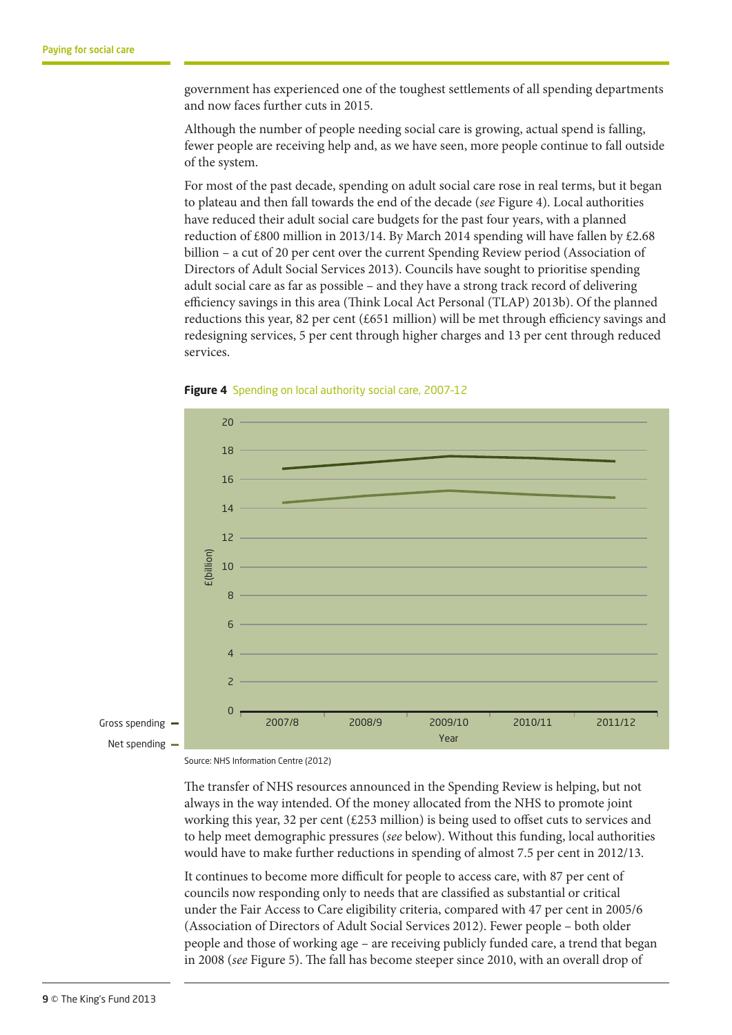government has experienced one of the toughest settlements of all spending departments and now faces further cuts in 2015.

Although the number of people needing social care is growing, actual spend is falling, fewer people are receiving help and, as we have seen, more people continue to fall outside of the system.

For most of the past decade, spending on adult social care rose in real terms, but it began to plateau and then fall towards the end of the decade (*see* Figure 4). Local authorities have reduced their adult social care budgets for the past four years, with a planned reduction of £800 million in 2013/14. By March 2014 spending will have fallen by £2.68 billion – a cut of 20 per cent over the current Spending Review period (Association of Directors of Adult Social Services 2013). Councils have sought to prioritise spending adult social care as far as possible – and they have a strong track record of delivering efficiency savings in this area (Think Local Act Personal (TLAP) 2013b). Of the planned reductions this year, 82 per cent (£651 million) will be met through efficiency savings and redesigning services, 5 per cent through higher charges and 13 per cent through reduced services.

**Figure 4** Spending on local authority social care, 2007–12

Source: NHS Information Centre (2012)

The transfer of NHS resources announced in the Spending Review is helping, but not always in the way intended. Of the money allocated from the NHS to promote joint working this year, 32 per cent (£253 million) is being used to offset cuts to services and to help meet demographic pressures (*see* below). Without this funding, local authorities would have to make further reductions in spending of almost 7.5 per cent in 2012/13.

It continues to become more difficult for people to access care, with 87 per cent of councils now responding only to needs that are classified as substantial or critical under the Fair Access to Care eligibility criteria, compared with 47 per cent in 2005/6 (Association of Directors of Adult Social Services 2012). Fewer people – both older people and those of working age – are receiving publicly funded care, a trend that began in 2008 (*see* Figure 5). The fall has become steeper since 2010, with an overall drop of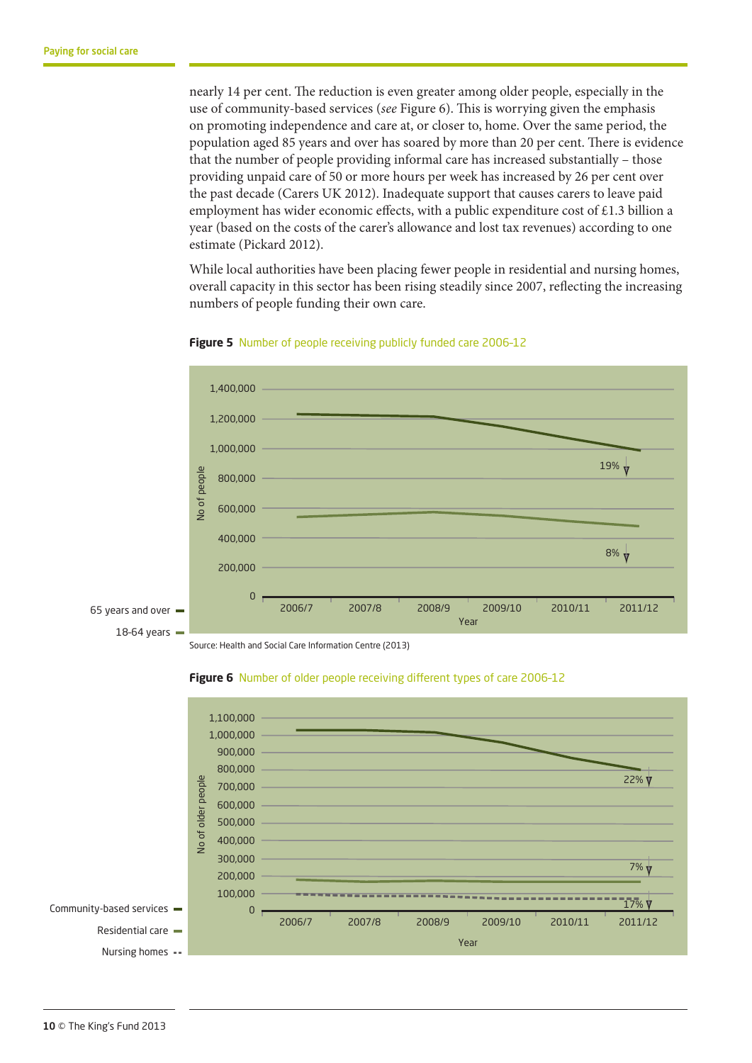nearly 14 per cent. The reduction is even greater among older people, especially in the use of community-based services (*see* Figure 6). This is worrying given the emphasis on promoting independence and care at, or closer to, home. Over the same period, the population aged 85 years and over has soared by more than 20 per cent. There is evidence that the number of people providing informal care has increased substantially – those providing unpaid care of 50 or more hours per week has increased by 26 per cent over the past decade (Carers UK 2012). Inadequate support that causes carers to leave paid employment has wider economic effects, with a public expenditure cost of £1.3 billion a year (based on the costs of the carer's allowance and lost tax revenues) according to one estimate (Pickard 2012).

While local authorities have been placing fewer people in residential and nursing homes, overall capacity in this sector has been rising steadily since 2007, reflecting the increasing numbers of people funding their own care.

**Figure 5** Number of people receiving publicly funded care 2006–12

Legend: 65 years and over; 18-64 years

Y-axis: No of people (0 – 1,400,000). X-axis: Year (2006/7, 2007/8, 2008/9, 2009/10, 2010/11, 2011/12). Annotations: 19% ↓ (65 years and over); 8% ↓ (18-64 years).

Source: Health and Social Care Information Centre (2013)

**Figure 6** Number of older people receiving different types of care 2006–12

Legend: Community-based services; Residential care; Nursing homes

Y-axis: No of older people (0 – 1,100,000). X-axis: Year (2006/7, 2007/8, 2008/9, 2009/10, 2010/11, 2011/12). Annotations: 22% ↓ (Community-based services); 7% ↓ (Residential care); 17% ↓ (Nursing homes).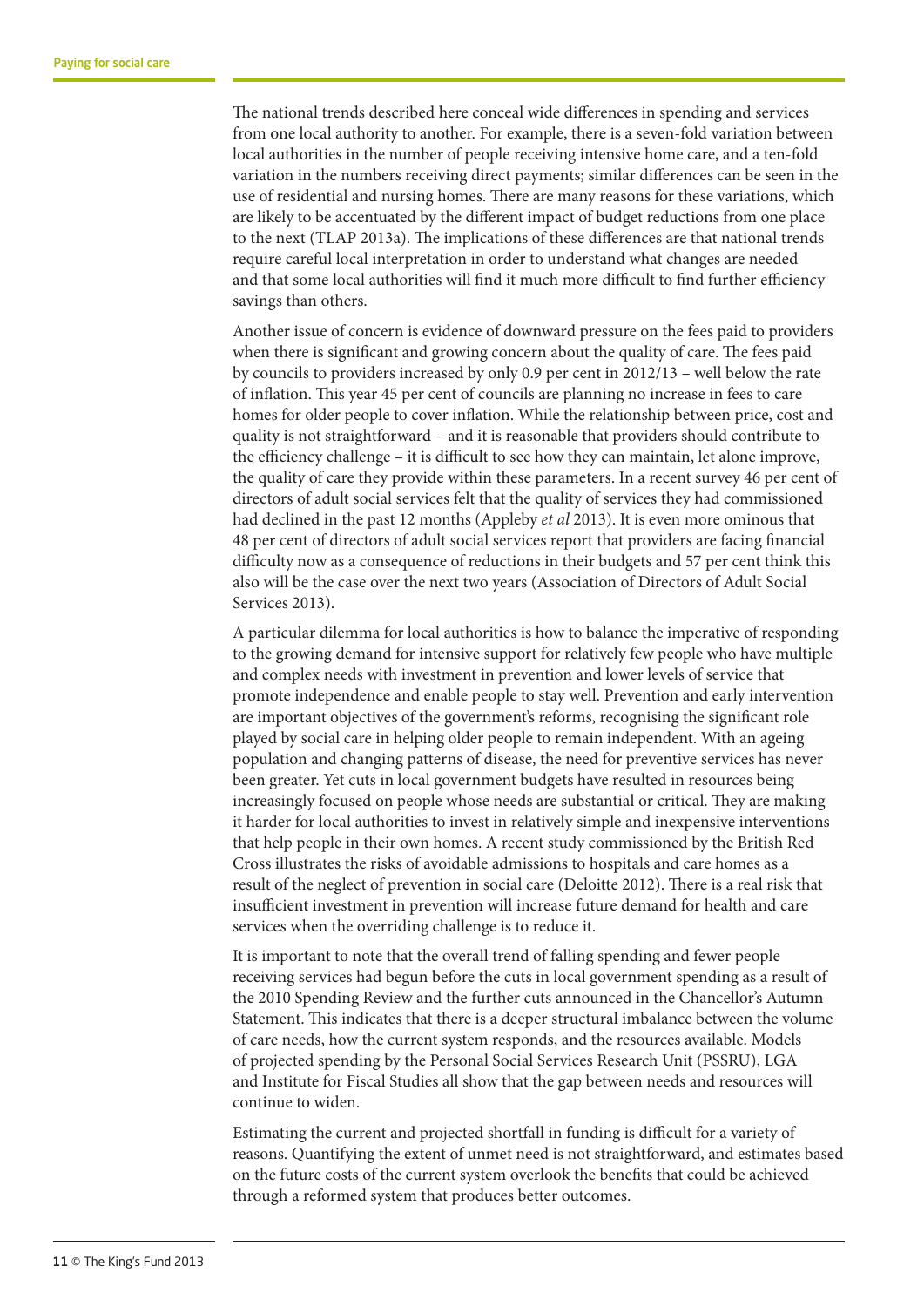The national trends described here conceal wide differences in spending and services from one local authority to another. For example, there is a seven-fold variation between local authorities in the number of people receiving intensive home care, and a ten-fold variation in the numbers receiving direct payments; similar differences can be seen in the use of residential and nursing homes. There are many reasons for these variations, which are likely to be accentuated by the different impact of budget reductions from one place to the next (TLAP 2013a). The implications of these differences are that national trends require careful local interpretation in order to understand what changes are needed and that some local authorities will find it much more difficult to find further efficiency savings than others.

Another issue of concern is evidence of downward pressure on the fees paid to providers when there is significant and growing concern about the quality of care. The fees paid by councils to providers increased by only 0.9 per cent in 2012/13 – well below the rate of inflation. This year 45 per cent of councils are planning no increase in fees to care homes for older people to cover inflation. While the relationship between price, cost and quality is not straightforward – and it is reasonable that providers should contribute to the efficiency challenge – it is difficult to see how they can maintain, let alone improve, the quality of care they provide within these parameters. In a recent survey 46 per cent of directors of adult social services felt that the quality of services they had commissioned had declined in the past 12 months (Appleby *et al* 2013). It is even more ominous that 48 per cent of directors of adult social services report that providers are facing financial difficulty now as a consequence of reductions in their budgets and 57 per cent think this also will be the case over the next two years (Association of Directors of Adult Social Services 2013).

A particular dilemma for local authorities is how to balance the imperative of responding to the growing demand for intensive support for relatively few people who have multiple and complex needs with investment in prevention and lower levels of service that promote independence and enable people to stay well. Prevention and early intervention are important objectives of the government's reforms, recognising the significant role played by social care in helping older people to remain independent. With an ageing population and changing patterns of disease, the need for preventive services has never been greater. Yet cuts in local government budgets have resulted in resources being increasingly focused on people whose needs are substantial or critical. They are making it harder for local authorities to invest in relatively simple and inexpensive interventions that help people in their own homes. A recent study commissioned by the British Red Cross illustrates the risks of avoidable admissions to hospitals and care homes as a result of the neglect of prevention in social care (Deloitte 2012). There is a real risk that insufficient investment in prevention will increase future demand for health and care services when the overriding challenge is to reduce it.

It is important to note that the overall trend of falling spending and fewer people receiving services had begun before the cuts in local government spending as a result of the 2010 Spending Review and the further cuts announced in the Chancellor's Autumn Statement. This indicates that there is a deeper structural imbalance between the volume of care needs, how the current system responds, and the resources available. Models of projected spending by the Personal Social Services Research Unit (PSSRU), LGA and Institute for Fiscal Studies all show that the gap between needs and resources will continue to widen.

Estimating the current and projected shortfall in funding is difficult for a variety of reasons. Quantifying the extent of unmet need is not straightforward, and estimates based on the future costs of the current system overlook the benefits that could be achieved through a reformed system that produces better outcomes.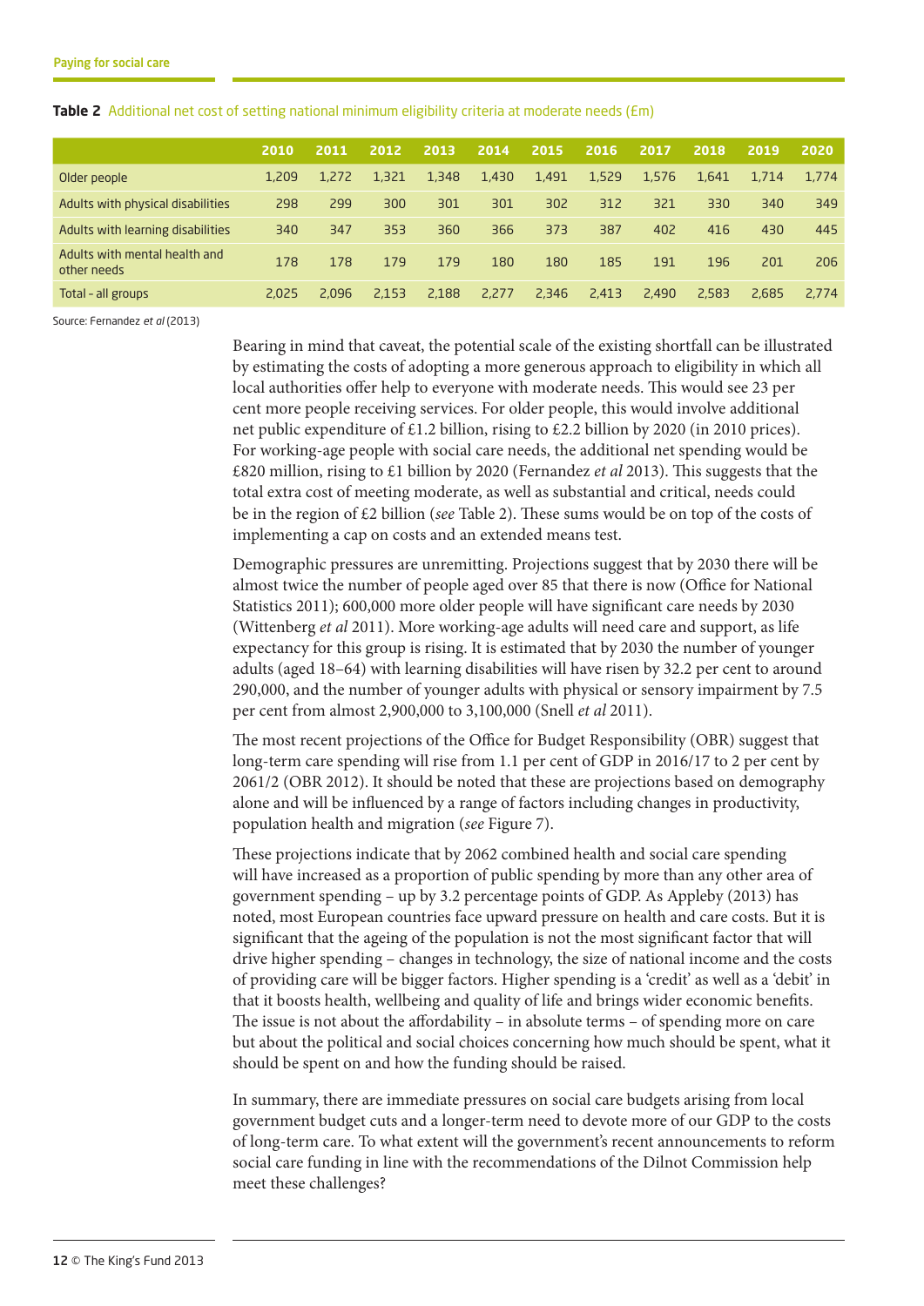**Table 2** Additional net cost of setting national minimum eligibility criteria at moderate needs (£m)

| | 2010 | 2011 | 2012 | 2013 | 2014 | 2015 | 2016 | 2017 | 2018 | 2019 | 2020 |
|---|---|---|---|---|---|---|---|---|---|---|---|
| Older people | 1,209 | 1,272 | 1,321 | 1,348 | 1,430 | 1,491 | 1,529 | 1,576 | 1,641 | 1,714 | 1,774 |
| Adults with physical disabilities | 298 | 299 | 300 | 301 | 301 | 302 | 312 | 321 | 330 | 340 | 349 |
| Adults with learning disabilities | 340 | 347 | 353 | 360 | 366 | 373 | 387 | 402 | 416 | 430 | 445 |
| Adults with mental health and other needs | 178 | 178 | 179 | 179 | 180 | 180 | 185 | 191 | 196 | 201 | 206 |
| Total - all groups | 2,025 | 2,096 | 2,153 | 2,188 | 2,277 | 2,346 | 2,413 | 2,490 | 2,583 | 2,685 | 2,774 |

Source: Fernandez *et al* (2013)

Bearing in mind that caveat, the potential scale of the existing shortfall can be illustrated by estimating the costs of adopting a more generous approach to eligibility in which all local authorities offer help to everyone with moderate needs. This would see 23 per cent more people receiving services. For older people, this would involve additional net public expenditure of £1.2 billion, rising to £2.2 billion by 2020 (in 2010 prices). For working-age people with social care needs, the additional net spending would be £820 million, rising to £1 billion by 2020 (Fernandez *et al* 2013). This suggests that the total extra cost of meeting moderate, as well as substantial and critical, needs could be in the region of £2 billion (*see* Table 2). These sums would be on top of the costs of implementing a cap on costs and an extended means test.

Demographic pressures are unremitting. Projections suggest that by 2030 there will be almost twice the number of people aged over 85 that there is now (Office for National Statistics 2011); 600,000 more older people will have significant care needs by 2030 (Wittenberg *et al* 2011). More working-age adults will need care and support, as life expectancy for this group is rising. It is estimated that by 2030 the number of younger adults (aged 18–64) with learning disabilities will have risen by 32.2 per cent to around 290,000, and the number of younger adults with physical or sensory impairment by 7.5 per cent from almost 2,900,000 to 3,100,000 (Snell *et al* 2011).

The most recent projections of the Office for Budget Responsibility (OBR) suggest that long-term care spending will rise from 1.1 per cent of GDP in 2016/17 to 2 per cent by 2061/2 (OBR 2012). It should be noted that these are projections based on demography alone and will be influenced by a range of factors including changes in productivity, population health and migration (*see* Figure 7).

These projections indicate that by 2062 combined health and social care spending will have increased as a proportion of public spending by more than any other area of government spending – up by 3.2 percentage points of GDP. As Appleby (2013) has noted, most European countries face upward pressure on health and care costs. But it is significant that the ageing of the population is not the most significant factor that will drive higher spending – changes in technology, the size of national income and the costs of providing care will be bigger factors. Higher spending is a 'credit' as well as a 'debit' in that it boosts health, wellbeing and quality of life and brings wider economic benefits. The issue is not about the affordability – in absolute terms – of spending more on care but about the political and social choices concerning how much should be spent, what it should be spent on and how the funding should be raised.

In summary, there are immediate pressures on social care budgets arising from local government budget cuts and a longer-term need to devote more of our GDP to the costs of long-term care. To what extent will the government's recent announcements to reform social care funding in line with the recommendations of the Dilnot Commission help meet these challenges?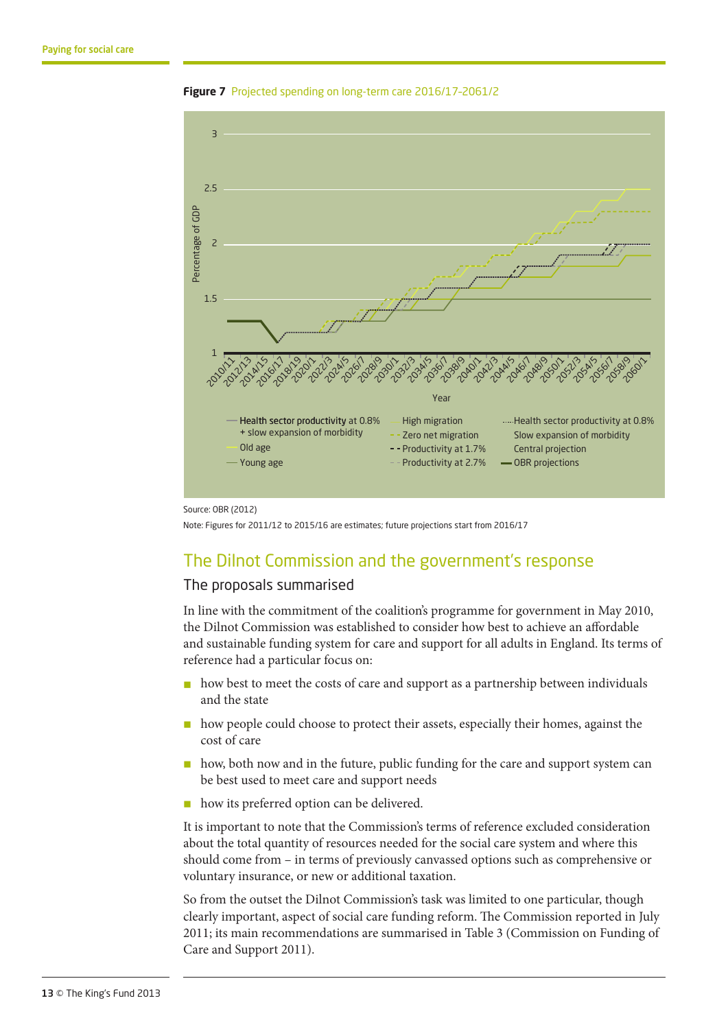**Figure 7** Projected spending on long-term care 2016/17–2061/2

Source: OBR (2012)

Note: Figures for 2011/12 to 2015/16 are estimates; future projections start from 2016/17

## The Dilnot Commission and the government's response

### The proposals summarised

In line with the commitment of the coalition's programme for government in May 2010, the Dilnot Commission was established to consider how best to achieve an affordable and sustainable funding system for care and support for all adults in England. Its terms of reference had a particular focus on:

- how best to meet the costs of care and support as a partnership between individuals and the state
- how people could choose to protect their assets, especially their homes, against the cost of care
- how, both now and in the future, public funding for the care and support system can be best used to meet care and support needs
- how its preferred option can be delivered.

It is important to note that the Commission's terms of reference excluded consideration about the total quantity of resources needed for the social care system and where this should come from – in terms of previously canvassed options such as comprehensive or voluntary insurance, or new or additional taxation.

So from the outset the Dilnot Commission's task was limited to one particular, though clearly important, aspect of social care funding reform. The Commission reported in July 2011; its main recommendations are summarised in Table 3 (Commission on Funding of Care and Support 2011).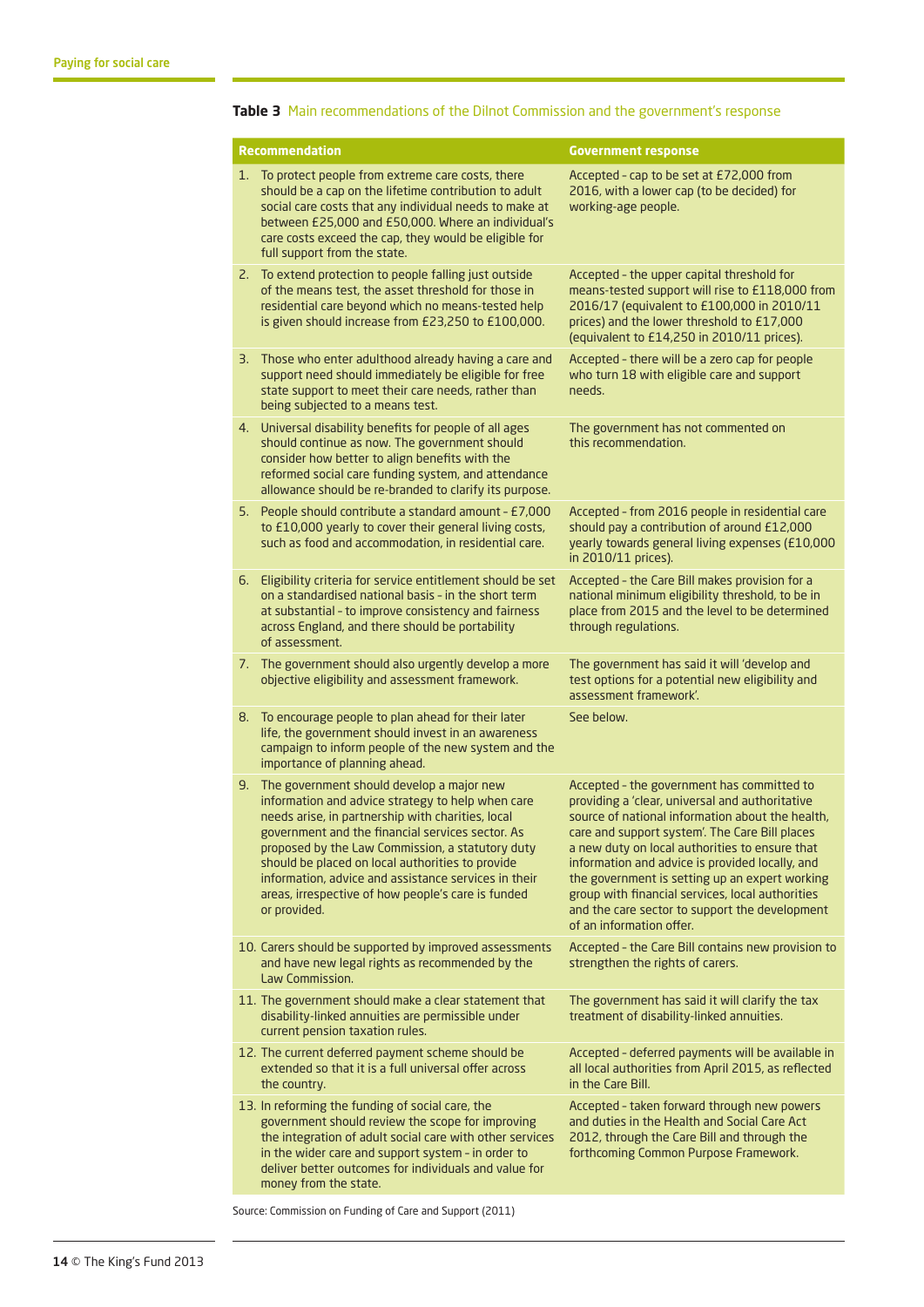**Table 3** Main recommendations of the Dilnot Commission and the government's response

| Recommendation | Government response |
| --- | --- |
| 1. To protect people from extreme care costs, there should be a cap on the lifetime contribution to adult social care costs that any individual needs to make at between £25,000 and £50,000. Where an individual's care costs exceed the cap, they would be eligible for full support from the state. | Accepted – cap to be set at £72,000 from 2016, with a lower cap (to be decided) for working-age people. |
| 2. To extend protection to people falling just outside of the means test, the asset threshold for those in residential care beyond which no means-tested help is given should increase from £23,250 to £100,000. | Accepted – the upper capital threshold for means-tested support will rise to £118,000 from 2016/17 (equivalent to £100,000 in 2010/11 prices) and the lower threshold to £17,000 (equivalent to £14,250 in 2010/11 prices). |
| 3. Those who enter adulthood already having a care and support need should immediately be eligible for free state support to meet their care needs, rather than being subjected to a means test. | Accepted – there will be a zero cap for people who turn 18 with eligible care and support needs. |
| 4. Universal disability benefits for people of all ages should continue as now. The government should consider how better to align benefits with the reformed social care funding system, and attendance allowance should be re-branded to clarify its purpose. | The government has not commented on this recommendation. |
| 5. People should contribute a standard amount – £7,000 to £10,000 yearly to cover their general living costs, such as food and accommodation, in residential care. | Accepted – from 2016 people in residential care should pay a contribution of around £12,000 yearly towards general living expenses (£10,000 in 2010/11 prices). |
| 6. Eligibility criteria for service entitlement should be set on a standardised national basis – in the short term at substantial – to improve consistency and fairness across England, and there should be portability of assessment. | Accepted – the Care Bill makes provision for a national minimum eligibility threshold, to be in place from 2015 and the level to be determined through regulations. |
| 7. The government should also urgently develop a more objective eligibility and assessment framework. | The government has said it will 'develop and test options for a potential new eligibility and assessment framework'. |
| 8. To encourage people to plan ahead for their later life, the government should invest in an awareness campaign to inform people of the new system and the importance of planning ahead. | See below. |
| 9. The government should develop a major new information and advice strategy to help when care needs arise, in partnership with charities, local government and the financial services sector. As proposed by the Law Commission, a statutory duty should be placed on local authorities to provide information, advice and assistance services in their areas, irrespective of how people's care is funded or provided. | Accepted – the government has committed to providing a 'clear, universal and authoritative source of national information about the health, care and support system'. The Care Bill places a new duty on local authorities to ensure that information and advice is provided locally, and the government is setting up an expert working group with financial services, local authorities and the care sector to support the development of an information offer. |
| 10. Carers should be supported by improved assessments and have new legal rights as recommended by the Law Commission. | Accepted – the Care Bill contains new provision to strengthen the rights of carers. |
| 11. The government should make a clear statement that disability-linked annuities are permissible under current pension taxation rules. | The government has said it will clarify the tax treatment of disability-linked annuities. |
| 12. The current deferred payment scheme should be extended so that it is a full universal offer across the country. | Accepted – deferred payments will be available in all local authorities from April 2015, as reflected in the Care Bill. |
| 13. In reforming the funding of social care, the government should review the scope for improving the integration of adult social care with other services in the wider care and support system – in order to deliver better outcomes for individuals and value for money from the state. | Accepted – taken forward through new powers and duties in the Health and Social Care Act 2012, through the Care Bill and through the forthcoming Common Purpose Framework. |

Source: Commission on Funding of Care and Support (2011)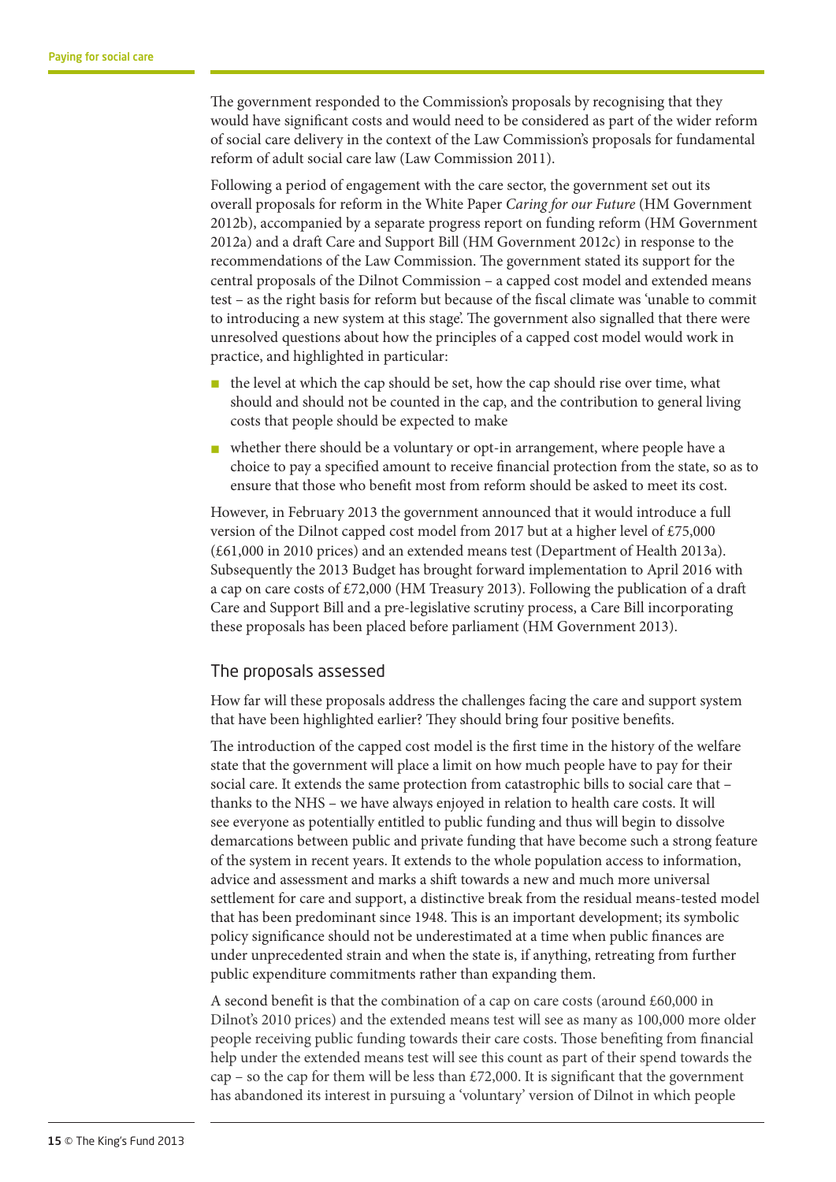The government responded to the Commission's proposals by recognising that they would have significant costs and would need to be considered as part of the wider reform of social care delivery in the context of the Law Commission's proposals for fundamental reform of adult social care law (Law Commission 2011).

Following a period of engagement with the care sector, the government set out its overall proposals for reform in the White Paper *Caring for our Future* (HM Government 2012b), accompanied by a separate progress report on funding reform (HM Government 2012a) and a draft Care and Support Bill (HM Government 2012c) in response to the recommendations of the Law Commission. The government stated its support for the central proposals of the Dilnot Commission – a capped cost model and extended means test – as the right basis for reform but because of the fiscal climate was 'unable to commit to introducing a new system at this stage'. The government also signalled that there were unresolved questions about how the principles of a capped cost model would work in practice, and highlighted in particular:

- the level at which the cap should be set, how the cap should rise over time, what should and should not be counted in the cap, and the contribution to general living costs that people should be expected to make
- whether there should be a voluntary or opt-in arrangement, where people have a choice to pay a specified amount to receive financial protection from the state, so as to ensure that those who benefit most from reform should be asked to meet its cost.

However, in February 2013 the government announced that it would introduce a full version of the Dilnot capped cost model from 2017 but at a higher level of £75,000 (£61,000 in 2010 prices) and an extended means test (Department of Health 2013a). Subsequently the 2013 Budget has brought forward implementation to April 2016 with a cap on care costs of £72,000 (HM Treasury 2013). Following the publication of a draft Care and Support Bill and a pre-legislative scrutiny process, a Care Bill incorporating these proposals has been placed before parliament (HM Government 2013).

## The proposals assessed

How far will these proposals address the challenges facing the care and support system that have been highlighted earlier? They should bring four positive benefits.

The introduction of the capped cost model is the first time in the history of the welfare state that the government will place a limit on how much people have to pay for their social care. It extends the same protection from catastrophic bills to social care that – thanks to the NHS – we have always enjoyed in relation to health care costs. It will see everyone as potentially entitled to public funding and thus will begin to dissolve demarcations between public and private funding that have become such a strong feature of the system in recent years. It extends to the whole population access to information, advice and assessment and marks a shift towards a new and much more universal settlement for care and support, a distinctive break from the residual means-tested model that has been predominant since 1948. This is an important development; its symbolic policy significance should not be underestimated at a time when public finances are under unprecedented strain and when the state is, if anything, retreating from further public expenditure commitments rather than expanding them.

A second benefit is that the combination of a cap on care costs (around £60,000 in Dilnot's 2010 prices) and the extended means test will see as many as 100,000 more older people receiving public funding towards their care costs. Those benefiting from financial help under the extended means test will see this count as part of their spend towards the cap – so the cap for them will be less than £72,000. It is significant that the government has abandoned its interest in pursuing a 'voluntary' version of Dilnot in which people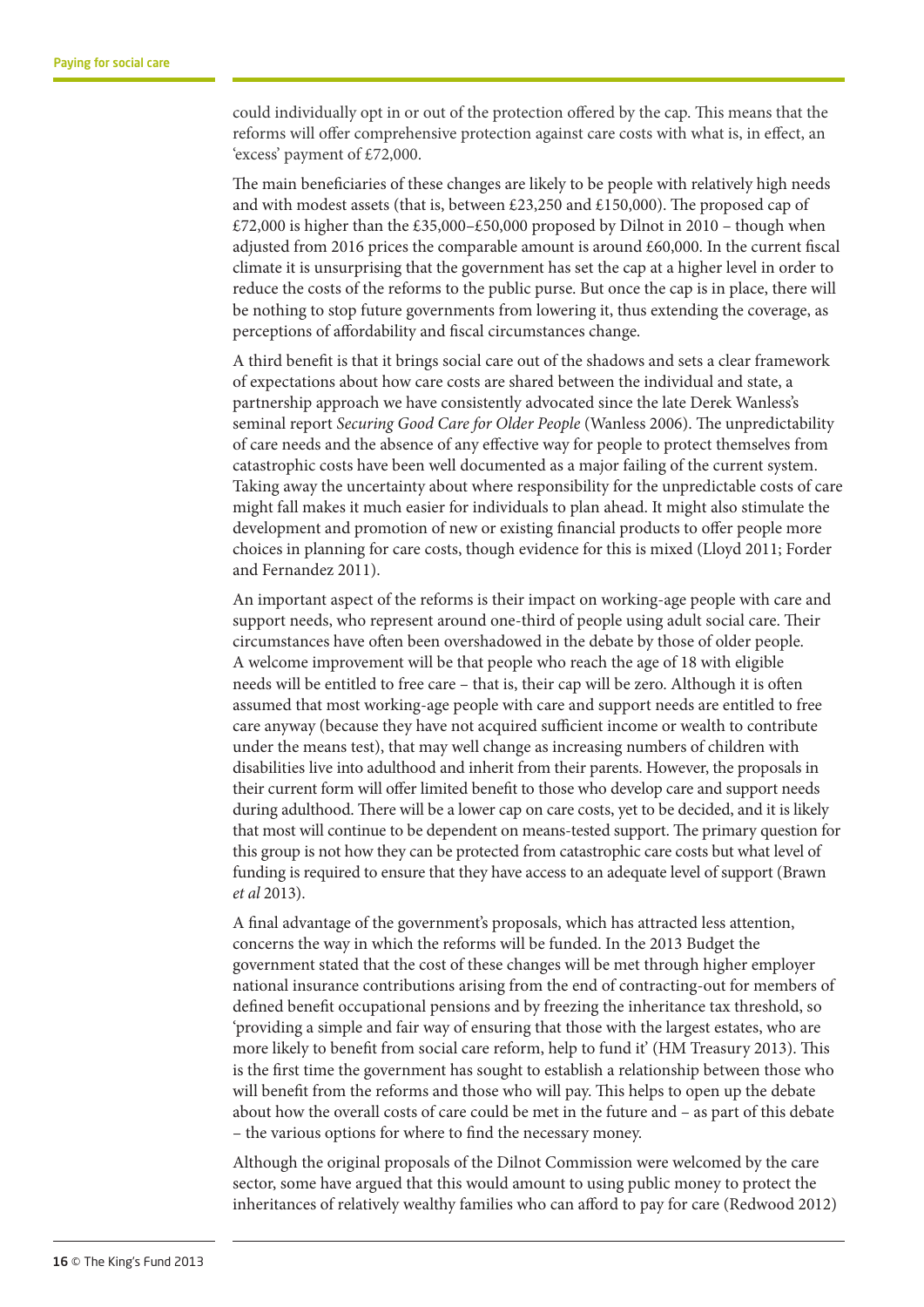could individually opt in or out of the protection offered by the cap. This means that the reforms will offer comprehensive protection against care costs with what is, in effect, an 'excess' payment of £72,000.

The main beneficiaries of these changes are likely to be people with relatively high needs and with modest assets (that is, between £23,250 and £150,000). The proposed cap of £72,000 is higher than the £35,000–£50,000 proposed by Dilnot in 2010 – though when adjusted from 2016 prices the comparable amount is around £60,000. In the current fiscal climate it is unsurprising that the government has set the cap at a higher level in order to reduce the costs of the reforms to the public purse. But once the cap is in place, there will be nothing to stop future governments from lowering it, thus extending the coverage, as perceptions of affordability and fiscal circumstances change.

A third benefit is that it brings social care out of the shadows and sets a clear framework of expectations about how care costs are shared between the individual and state, a partnership approach we have consistently advocated since the late Derek Wanless's seminal report *Securing Good Care for Older People* (Wanless 2006). The unpredictability of care needs and the absence of any effective way for people to protect themselves from catastrophic costs have been well documented as a major failing of the current system. Taking away the uncertainty about where responsibility for the unpredictable costs of care might fall makes it much easier for individuals to plan ahead. It might also stimulate the development and promotion of new or existing financial products to offer people more choices in planning for care costs, though evidence for this is mixed (Lloyd 2011; Forder and Fernandez 2011).

An important aspect of the reforms is their impact on working-age people with care and support needs, who represent around one-third of people using adult social care. Their circumstances have often been overshadowed in the debate by those of older people. A welcome improvement will be that people who reach the age of 18 with eligible needs will be entitled to free care – that is, their cap will be zero. Although it is often assumed that most working-age people with care and support needs are entitled to free care anyway (because they have not acquired sufficient income or wealth to contribute under the means test), that may well change as increasing numbers of children with disabilities live into adulthood and inherit from their parents. However, the proposals in their current form will offer limited benefit to those who develop care and support needs during adulthood. There will be a lower cap on care costs, yet to be decided, and it is likely that most will continue to be dependent on means-tested support. The primary question for this group is not how they can be protected from catastrophic care costs but what level of funding is required to ensure that they have access to an adequate level of support (Brawn *et al* 2013).

A final advantage of the government's proposals, which has attracted less attention, concerns the way in which the reforms will be funded. In the 2013 Budget the government stated that the cost of these changes will be met through higher employer national insurance contributions arising from the end of contracting-out for members of defined benefit occupational pensions and by freezing the inheritance tax threshold, so 'providing a simple and fair way of ensuring that those with the largest estates, who are more likely to benefit from social care reform, help to fund it' (HM Treasury 2013). This is the first time the government has sought to establish a relationship between those who will benefit from the reforms and those who will pay. This helps to open up the debate about how the overall costs of care could be met in the future and – as part of this debate – the various options for where to find the necessary money.

Although the original proposals of the Dilnot Commission were welcomed by the care sector, some have argued that this would amount to using public money to protect the inheritances of relatively wealthy families who can afford to pay for care (Redwood 2012)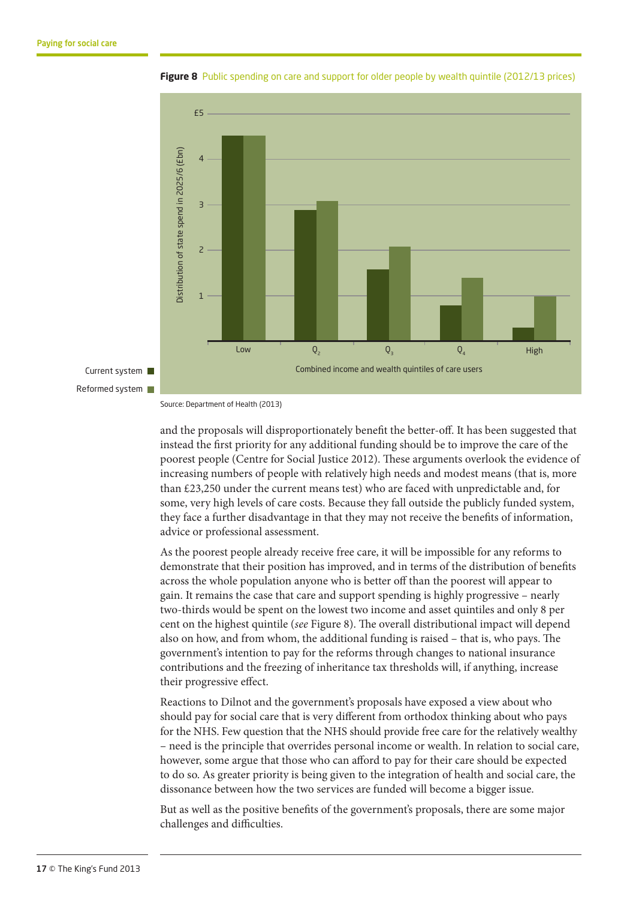**Figure 8** Public spending on care and support for older people by wealth quintile (2012/13 prices)

Source: Department of Health (2013)

and the proposals will disproportionately benefit the better-off. It has been suggested that instead the first priority for any additional funding should be to improve the care of the poorest people (Centre for Social Justice 2012). These arguments overlook the evidence of increasing numbers of people with relatively high needs and modest means (that is, more than £23,250 under the current means test) who are faced with unpredictable and, for some, very high levels of care costs. Because they fall outside the publicly funded system, they face a further disadvantage in that they may not receive the benefits of information, advice or professional assessment.

As the poorest people already receive free care, it will be impossible for any reforms to demonstrate that their position has improved, and in terms of the distribution of benefits across the whole population anyone who is better off than the poorest will appear to gain. It remains the case that care and support spending is highly progressive – nearly two-thirds would be spent on the lowest two income and asset quintiles and only 8 per cent on the highest quintile (*see* Figure 8). The overall distributional impact will depend also on how, and from whom, the additional funding is raised – that is, who pays. The government's intention to pay for the reforms through changes to national insurance contributions and the freezing of inheritance tax thresholds will, if anything, increase their progressive effect.

Reactions to Dilnot and the government's proposals have exposed a view about who should pay for social care that is very different from orthodox thinking about who pays for the NHS. Few question that the NHS should provide free care for the relatively wealthy – need is the principle that overrides personal income or wealth. In relation to social care, however, some argue that those who can afford to pay for their care should be expected to do so. As greater priority is being given to the integration of health and social care, the dissonance between how the two services are funded will become a bigger issue.

But as well as the positive benefits of the government's proposals, there are some major challenges and difficulties.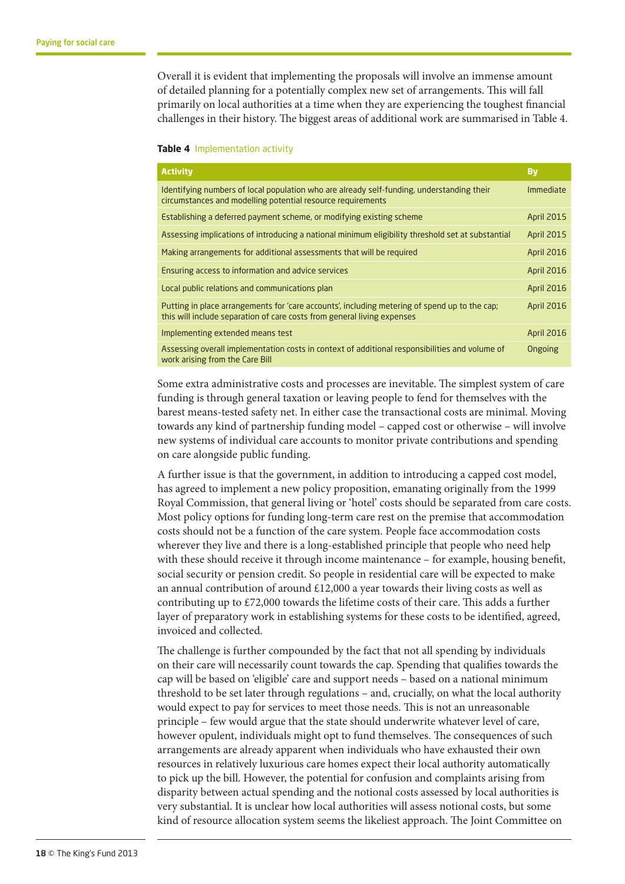Overall it is evident that implementing the proposals will involve an immense amount of detailed planning for a potentially complex new set of arrangements. This will fall primarily on local authorities at a time when they are experiencing the toughest financial challenges in their history. The biggest areas of additional work are summarised in Table 4.

**Table 4** Implementation activity

| Activity | By |
|---|---|
| Identifying numbers of local population who are already self-funding, understanding their circumstances and modelling potential resource requirements | Immediate |
| Establishing a deferred payment scheme, or modifying existing scheme | April 2015 |
| Assessing implications of introducing a national minimum eligibility threshold set at substantial | April 2015 |
| Making arrangements for additional assessments that will be required | April 2016 |
| Ensuring access to information and advice services | April 2016 |
| Local public relations and communications plan | April 2016 |
| Putting in place arrangements for 'care accounts', including metering of spend up to the cap; this will include separation of care costs from general living expenses | April 2016 |
| Implementing extended means test | April 2016 |
| Assessing overall implementation costs in context of additional responsibilities and volume of work arising from the Care Bill | Ongoing |

Some extra administrative costs and processes are inevitable. The simplest system of care funding is through general taxation or leaving people to fend for themselves with the barest means-tested safety net. In either case the transactional costs are minimal. Moving towards any kind of partnership funding model – capped cost or otherwise – will involve new systems of individual care accounts to monitor private contributions and spending on care alongside public funding.

A further issue is that the government, in addition to introducing a capped cost model, has agreed to implement a new policy proposition, emanating originally from the 1999 Royal Commission, that general living or 'hotel' costs should be separated from care costs. Most policy options for funding long-term care rest on the premise that accommodation costs should not be a function of the care system. People face accommodation costs wherever they live and there is a long-established principle that people who need help with these should receive it through income maintenance – for example, housing benefit, social security or pension credit. So people in residential care will be expected to make an annual contribution of around £12,000 a year towards their living costs as well as contributing up to £72,000 towards the lifetime costs of their care. This adds a further layer of preparatory work in establishing systems for these costs to be identified, agreed, invoiced and collected.

The challenge is further compounded by the fact that not all spending by individuals on their care will necessarily count towards the cap. Spending that qualifies towards the cap will be based on 'eligible' care and support needs – based on a national minimum threshold to be set later through regulations – and, crucially, on what the local authority would expect to pay for services to meet those needs. This is not an unreasonable principle – few would argue that the state should underwrite whatever level of care, however opulent, individuals might opt to fund themselves. The consequences of such arrangements are already apparent when individuals who have exhausted their own resources in relatively luxurious care homes expect their local authority automatically to pick up the bill. However, the potential for confusion and complaints arising from disparity between actual spending and the notional costs assessed by local authorities is very substantial. It is unclear how local authorities will assess notional costs, but some kind of resource allocation system seems the likeliest approach. The Joint Committee on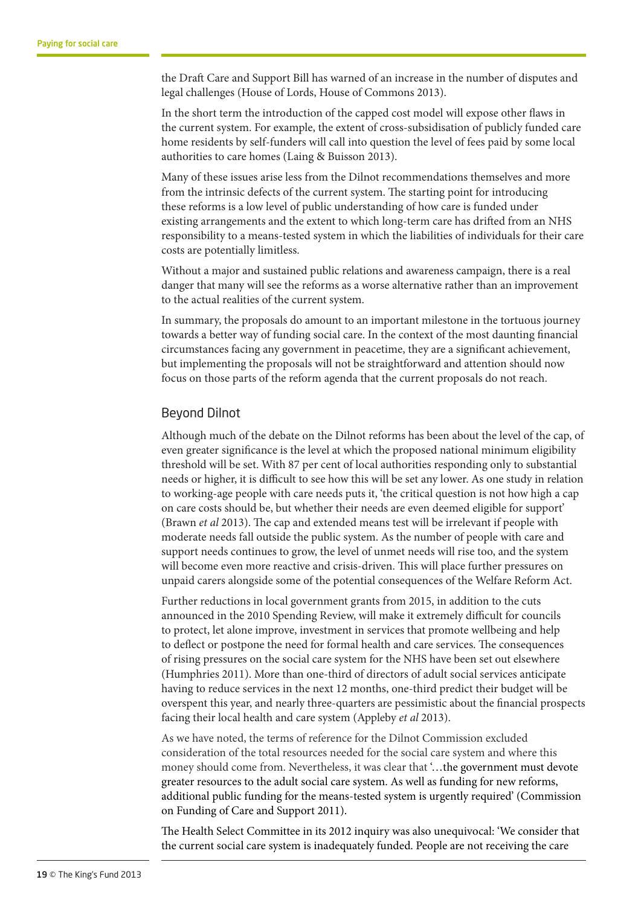the Draft Care and Support Bill has warned of an increase in the number of disputes and legal challenges (House of Lords, House of Commons 2013).

In the short term the introduction of the capped cost model will expose other flaws in the current system. For example, the extent of cross-subsidisation of publicly funded care home residents by self-funders will call into question the level of fees paid by some local authorities to care homes (Laing & Buisson 2013).

Many of these issues arise less from the Dilnot recommendations themselves and more from the intrinsic defects of the current system. The starting point for introducing these reforms is a low level of public understanding of how care is funded under existing arrangements and the extent to which long-term care has drifted from an NHS responsibility to a means-tested system in which the liabilities of individuals for their care costs are potentially limitless.

Without a major and sustained public relations and awareness campaign, there is a real danger that many will see the reforms as a worse alternative rather than an improvement to the actual realities of the current system.

In summary, the proposals do amount to an important milestone in the tortuous journey towards a better way of funding social care. In the context of the most daunting financial circumstances facing any government in peacetime, they are a significant achievement, but implementing the proposals will not be straightforward and attention should now focus on those parts of the reform agenda that the current proposals do not reach.

## Beyond Dilnot

Although much of the debate on the Dilnot reforms has been about the level of the cap, of even greater significance is the level at which the proposed national minimum eligibility threshold will be set. With 87 per cent of local authorities responding only to substantial needs or higher, it is difficult to see how this will be set any lower. As one study in relation to working-age people with care needs puts it, 'the critical question is not how high a cap on care costs should be, but whether their needs are even deemed eligible for support' (Brawn *et al* 2013). The cap and extended means test will be irrelevant if people with moderate needs fall outside the public system. As the number of people with care and support needs continues to grow, the level of unmet needs will rise too, and the system will become even more reactive and crisis-driven. This will place further pressures on unpaid carers alongside some of the potential consequences of the Welfare Reform Act.

Further reductions in local government grants from 2015, in addition to the cuts announced in the 2010 Spending Review, will make it extremely difficult for councils to protect, let alone improve, investment in services that promote wellbeing and help to deflect or postpone the need for formal health and care services. The consequences of rising pressures on the social care system for the NHS have been set out elsewhere (Humphries 2011). More than one-third of directors of adult social services anticipate having to reduce services in the next 12 months, one-third predict their budget will be overspent this year, and nearly three-quarters are pessimistic about the financial prospects facing their local health and care system (Appleby *et al* 2013).

As we have noted, the terms of reference for the Dilnot Commission excluded consideration of the total resources needed for the social care system and where this money should come from. Nevertheless, it was clear that '…the government must devote greater resources to the adult social care system. As well as funding for new reforms, additional public funding for the means-tested system is urgently required' (Commission on Funding of Care and Support 2011).

The Health Select Committee in its 2012 inquiry was also unequivocal: 'We consider that the current social care system is inadequately funded. People are not receiving the care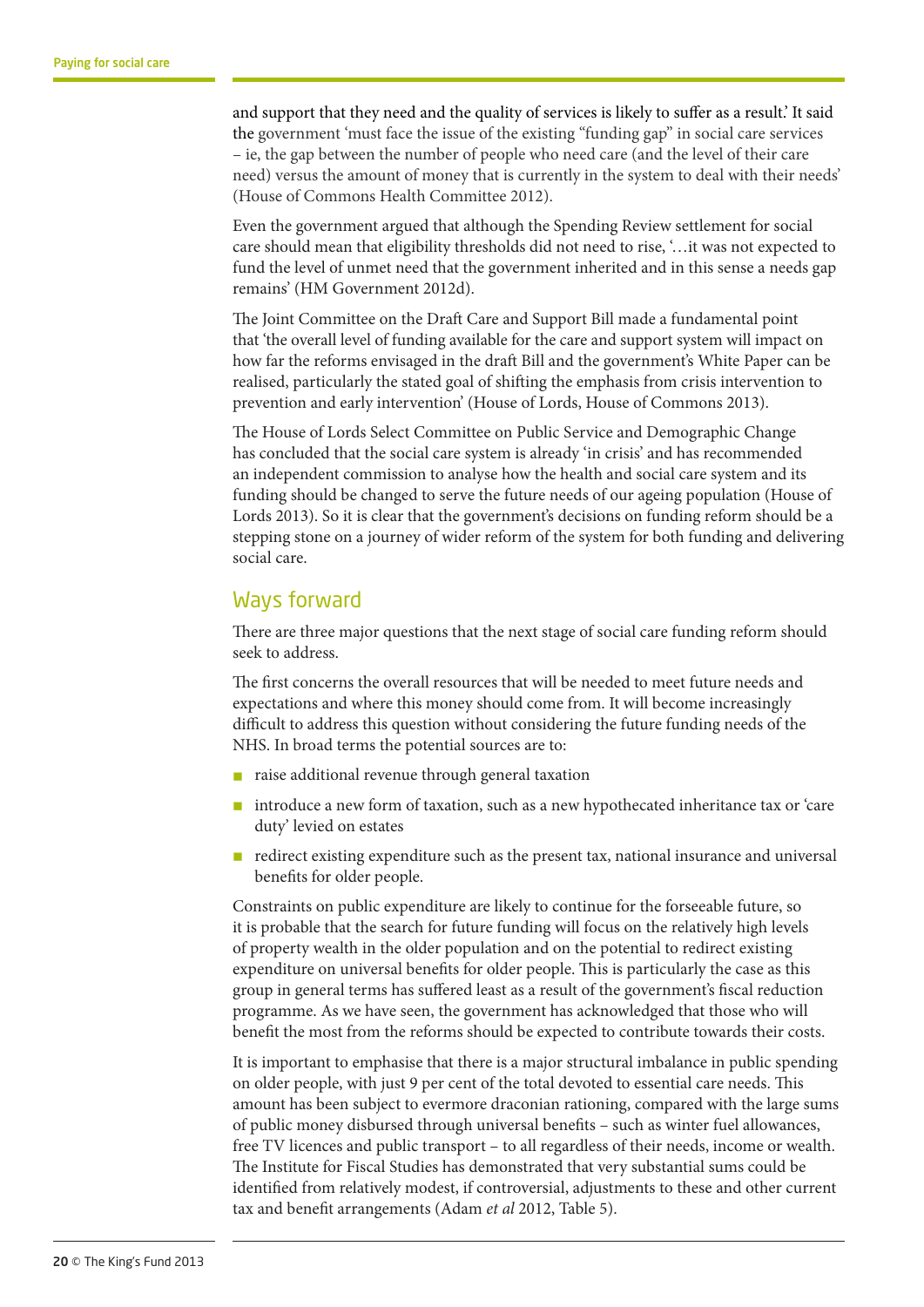and support that they need and the quality of services is likely to suffer as a result.' It said the government 'must face the issue of the existing "funding gap" in social care services – ie, the gap between the number of people who need care (and the level of their care need) versus the amount of money that is currently in the system to deal with their needs' (House of Commons Health Committee 2012).

Even the government argued that although the Spending Review settlement for social care should mean that eligibility thresholds did not need to rise, '…it was not expected to fund the level of unmet need that the government inherited and in this sense a needs gap remains' (HM Government 2012d).

The Joint Committee on the Draft Care and Support Bill made a fundamental point that 'the overall level of funding available for the care and support system will impact on how far the reforms envisaged in the draft Bill and the government's White Paper can be realised, particularly the stated goal of shifting the emphasis from crisis intervention to prevention and early intervention' (House of Lords, House of Commons 2013).

The House of Lords Select Committee on Public Service and Demographic Change has concluded that the social care system is already 'in crisis' and has recommended an independent commission to analyse how the health and social care system and its funding should be changed to serve the future needs of our ageing population (House of Lords 2013). So it is clear that the government's decisions on funding reform should be a stepping stone on a journey of wider reform of the system for both funding and delivering social care.

## Ways forward

There are three major questions that the next stage of social care funding reform should seek to address.

The first concerns the overall resources that will be needed to meet future needs and expectations and where this money should come from. It will become increasingly difficult to address this question without considering the future funding needs of the NHS. In broad terms the potential sources are to:

- raise additional revenue through general taxation
- introduce a new form of taxation, such as a new hypothecated inheritance tax or 'care duty' levied on estates
- redirect existing expenditure such as the present tax, national insurance and universal benefits for older people.

Constraints on public expenditure are likely to continue for the forseeable future, so it is probable that the search for future funding will focus on the relatively high levels of property wealth in the older population and on the potential to redirect existing expenditure on universal benefits for older people. This is particularly the case as this group in general terms has suffered least as a result of the government's fiscal reduction programme. As we have seen, the government has acknowledged that those who will benefit the most from the reforms should be expected to contribute towards their costs.

It is important to emphasise that there is a major structural imbalance in public spending on older people, with just 9 per cent of the total devoted to essential care needs. This amount has been subject to evermore draconian rationing, compared with the large sums of public money disbursed through universal benefits – such as winter fuel allowances, free TV licences and public transport – to all regardless of their needs, income or wealth. The Institute for Fiscal Studies has demonstrated that very substantial sums could be identified from relatively modest, if controversial, adjustments to these and other current tax and benefit arrangements (Adam *et al* 2012, Table 5).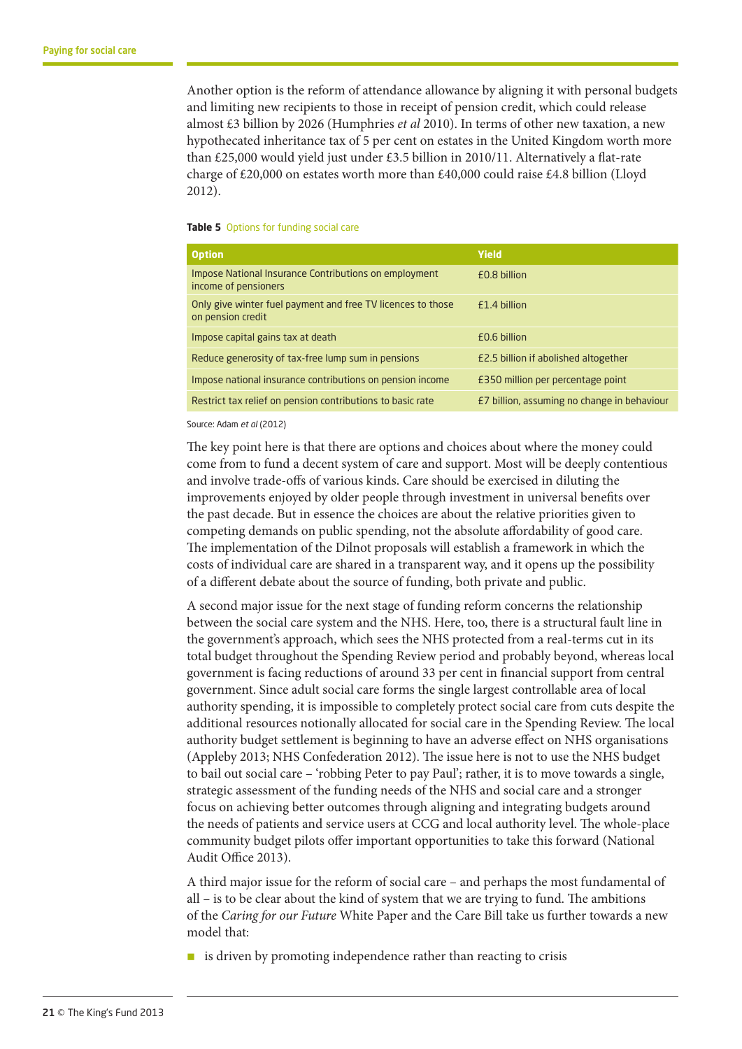Another option is the reform of attendance allowance by aligning it with personal budgets and limiting new recipients to those in receipt of pension credit, which could release almost £3 billion by 2026 (Humphries *et al* 2010). In terms of other new taxation, a new hypothecated inheritance tax of 5 per cent on estates in the United Kingdom worth more than £25,000 would yield just under £3.5 billion in 2010/11. Alternatively a flat-rate charge of £20,000 on estates worth more than £40,000 could raise £4.8 billion (Lloyd 2012).

**Table 5** Options for funding social care

| Option | Yield |
| --- | --- |
| Impose National Insurance Contributions on employment income of pensioners | £0.8 billion |
| Only give winter fuel payment and free TV licences to those on pension credit | £1.4 billion |
| Impose capital gains tax at death | £0.6 billion |
| Reduce generosity of tax-free lump sum in pensions | £2.5 billion if abolished altogether |
| Impose national insurance contributions on pension income | £350 million per percentage point |
| Restrict tax relief on pension contributions to basic rate | £7 billion, assuming no change in behaviour |

Source: Adam *et al* (2012)

The key point here is that there are options and choices about where the money could come from to fund a decent system of care and support. Most will be deeply contentious and involve trade-offs of various kinds. Care should be exercised in diluting the improvements enjoyed by older people through investment in universal benefits over the past decade. But in essence the choices are about the relative priorities given to competing demands on public spending, not the absolute affordability of good care. The implementation of the Dilnot proposals will establish a framework in which the costs of individual care are shared in a transparent way, and it opens up the possibility of a different debate about the source of funding, both private and public.

A second major issue for the next stage of funding reform concerns the relationship between the social care system and the NHS. Here, too, there is a structural fault line in the government's approach, which sees the NHS protected from a real-terms cut in its total budget throughout the Spending Review period and probably beyond, whereas local government is facing reductions of around 33 per cent in financial support from central government. Since adult social care forms the single largest controllable area of local authority spending, it is impossible to completely protect social care from cuts despite the additional resources notionally allocated for social care in the Spending Review. The local authority budget settlement is beginning to have an adverse effect on NHS organisations (Appleby 2013; NHS Confederation 2012). The issue here is not to use the NHS budget to bail out social care – 'robbing Peter to pay Paul'; rather, it is to move towards a single, strategic assessment of the funding needs of the NHS and social care and a stronger focus on achieving better outcomes through aligning and integrating budgets around the needs of patients and service users at CCG and local authority level. The whole-place community budget pilots offer important opportunities to take this forward (National Audit Office 2013).

A third major issue for the reform of social care – and perhaps the most fundamental of all – is to be clear about the kind of system that we are trying to fund. The ambitions of the *Caring for our Future* White Paper and the Care Bill take us further towards a new model that:

- is driven by promoting independence rather than reacting to crisis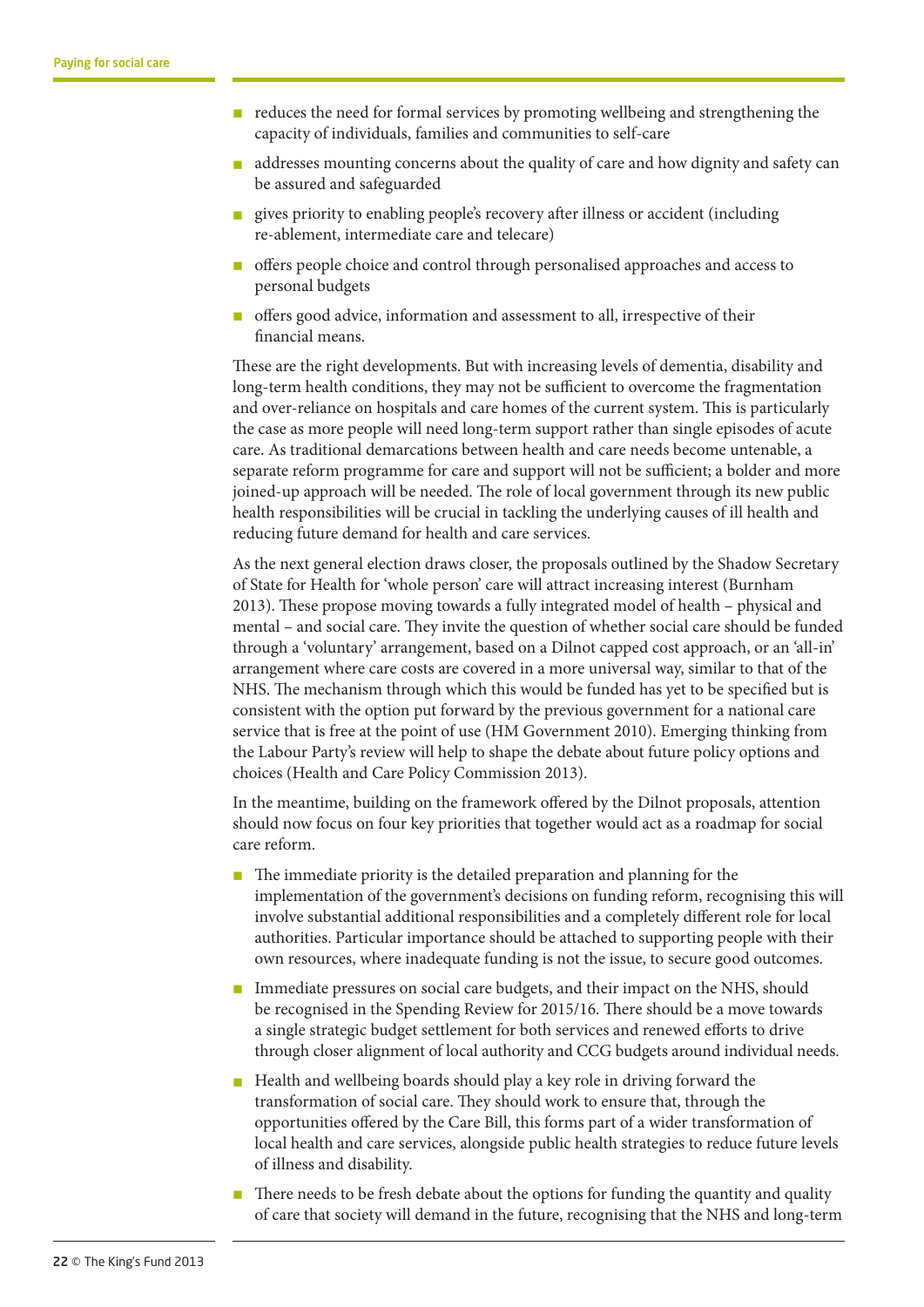- reduces the need for formal services by promoting wellbeing and strengthening the capacity of individuals, families and communities to self-care
- addresses mounting concerns about the quality of care and how dignity and safety can be assured and safeguarded
- gives priority to enabling people's recovery after illness or accident (including re-ablement, intermediate care and telecare)
- offers people choice and control through personalised approaches and access to personal budgets
- offers good advice, information and assessment to all, irrespective of their financial means.

These are the right developments. But with increasing levels of dementia, disability and long-term health conditions, they may not be sufficient to overcome the fragmentation and over-reliance on hospitals and care homes of the current system. This is particularly the case as more people will need long-term support rather than single episodes of acute care. As traditional demarcations between health and care needs become untenable, a separate reform programme for care and support will not be sufficient; a bolder and more joined-up approach will be needed. The role of local government through its new public health responsibilities will be crucial in tackling the underlying causes of ill health and reducing future demand for health and care services.

As the next general election draws closer, the proposals outlined by the Shadow Secretary of State for Health for 'whole person' care will attract increasing interest (Burnham 2013). These propose moving towards a fully integrated model of health – physical and mental – and social care. They invite the question of whether social care should be funded through a 'voluntary' arrangement, based on a Dilnot capped cost approach, or an 'all-in' arrangement where care costs are covered in a more universal way, similar to that of the NHS. The mechanism through which this would be funded has yet to be specified but is consistent with the option put forward by the previous government for a national care service that is free at the point of use (HM Government 2010). Emerging thinking from the Labour Party's review will help to shape the debate about future policy options and choices (Health and Care Policy Commission 2013).

In the meantime, building on the framework offered by the Dilnot proposals, attention should now focus on four key priorities that together would act as a roadmap for social care reform.

- The immediate priority is the detailed preparation and planning for the implementation of the government's decisions on funding reform, recognising this will involve substantial additional responsibilities and a completely different role for local authorities. Particular importance should be attached to supporting people with their own resources, where inadequate funding is not the issue, to secure good outcomes.
- Immediate pressures on social care budgets, and their impact on the NHS, should be recognised in the Spending Review for 2015/16. There should be a move towards a single strategic budget settlement for both services and renewed efforts to drive through closer alignment of local authority and CCG budgets around individual needs.
- Health and wellbeing boards should play a key role in driving forward the transformation of social care. They should work to ensure that, through the opportunities offered by the Care Bill, this forms part of a wider transformation of local health and care services, alongside public health strategies to reduce future levels of illness and disability.
- There needs to be fresh debate about the options for funding the quantity and quality of care that society will demand in the future, recognising that the NHS and long-term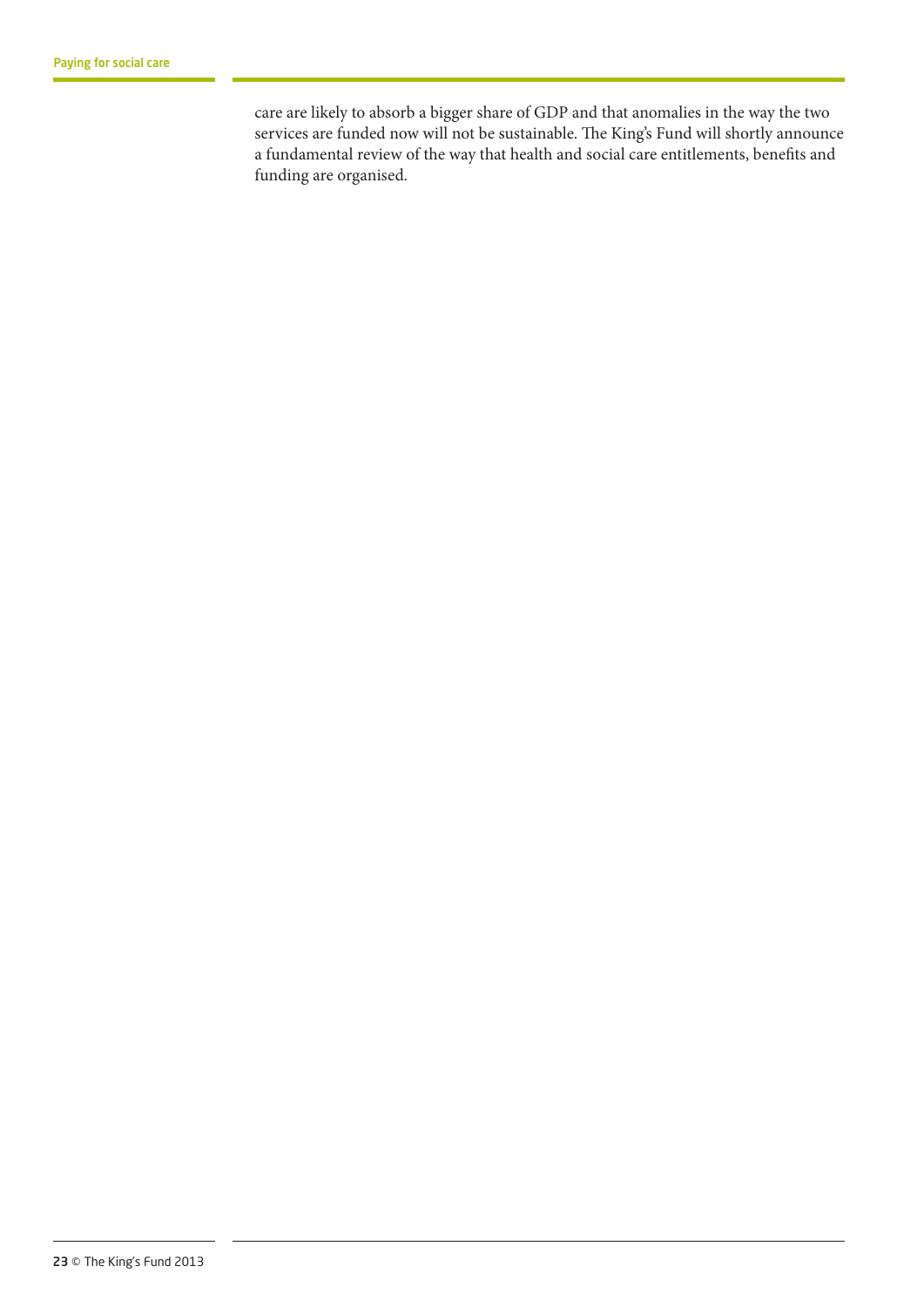care are likely to absorb a bigger share of GDP and that anomalies in the way the two services are funded now will not be sustainable. The King's Fund will shortly announce a fundamental review of the way that health and social care entitlements, benefits and funding are organised.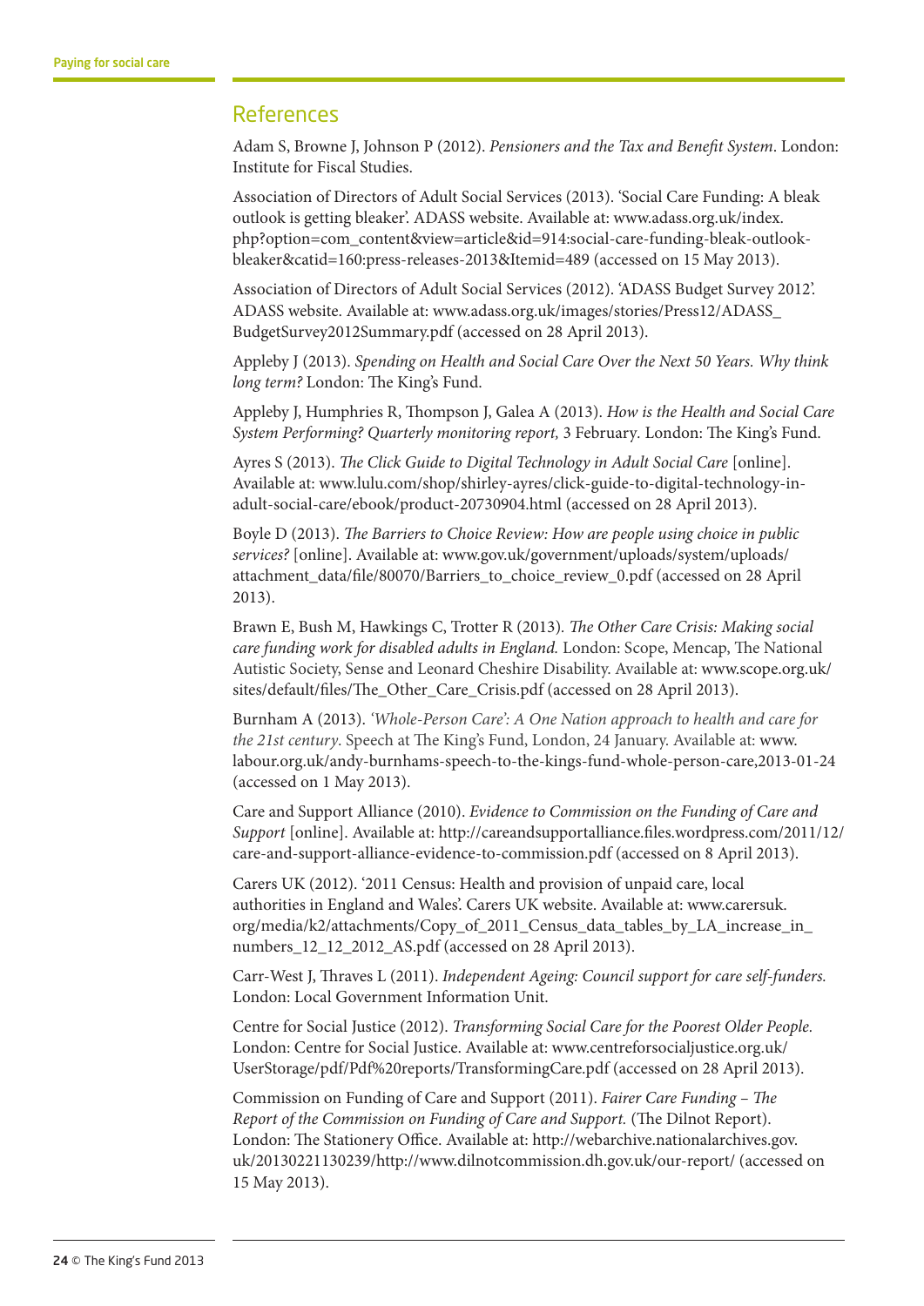## References

Adam S, Browne J, Johnson P (2012). *Pensioners and the Tax and Benefit System*. London: Institute for Fiscal Studies.

Association of Directors of Adult Social Services (2013). 'Social Care Funding: A bleak outlook is getting bleaker'. ADASS website. Available at: www.adass.org.uk/index.php?option=com_content&view=article&id=914:social-care-funding-bleak-outlook-bleaker&catid=160:press-releases-2013&Itemid=489 (accessed on 15 May 2013).

Association of Directors of Adult Social Services (2012). 'ADASS Budget Survey 2012'. ADASS website. Available at: www.adass.org.uk/images/stories/Press12/ADASS_BudgetSurvey2012Summary.pdf (accessed on 28 April 2013).

Appleby J (2013). *Spending on Health and Social Care Over the Next 50 Years. Why think long term?* London: The King's Fund.

Appleby J, Humphries R, Thompson J, Galea A (2013). *How is the Health and Social Care System Performing? Quarterly monitoring report,* 3 February. London: The King's Fund.

Ayres S (2013). *The Click Guide to Digital Technology in Adult Social Care* [online]. Available at: www.lulu.com/shop/shirley-ayres/click-guide-to-digital-technology-in-adult-social-care/ebook/product-20730904.html (accessed on 28 April 2013).

Boyle D (2013). *The Barriers to Choice Review: How are people using choice in public services?* [online]. Available at: www.gov.uk/government/uploads/system/uploads/attachment_data/file/80070/Barriers_to_choice_review_0.pdf (accessed on 28 April 2013).

Brawn E, Bush M, Hawkings C, Trotter R (2013). *The Other Care Crisis: Making social care funding work for disabled adults in England.* London: Scope, Mencap, The National Autistic Society, Sense and Leonard Cheshire Disability. Available at: www.scope.org.uk/sites/default/files/The_Other_Care_Crisis.pdf (accessed on 28 April 2013).

Burnham A (2013). *'Whole-Person Care': A One Nation approach to health and care for the 21st century*. Speech at The King's Fund, London, 24 January. Available at: www.labour.org.uk/andy-burnhams-speech-to-the-kings-fund-whole-person-care,2013-01-24 (accessed on 1 May 2013).

Care and Support Alliance (2010). *Evidence to Commission on the Funding of Care and Support* [online]. Available at: http://careandsupportalliance.files.wordpress.com/2011/12/care-and-support-alliance-evidence-to-commission.pdf (accessed on 8 April 2013).

Carers UK (2012). '2011 Census: Health and provision of unpaid care, local authorities in England and Wales'. Carers UK website. Available at: www.carersuk.org/media/k2/attachments/Copy_of_2011_Census_data_tables_by_LA_increase_in_numbers_12_12_2012_AS.pdf (accessed on 28 April 2013).

Carr-West J, Thraves L (2011). *Independent Ageing: Council support for care self-funders.* London: Local Government Information Unit.

Centre for Social Justice (2012). *Transforming Social Care for the Poorest Older People.* London: Centre for Social Justice. Available at: www.centreforsocialjustice.org.uk/UserStorage/pdf/Pdf%20reports/TransformingCare.pdf (accessed on 28 April 2013).

Commission on Funding of Care and Support (2011). *Fairer Care Funding – The Report of the Commission on Funding of Care and Support.* (The Dilnot Report). London: The Stationery Office. Available at: http://webarchive.nationalarchives.gov.uk/20130221130239/http://www.dilnotcommission.dh.gov.uk/our-report/ (accessed on 15 May 2013).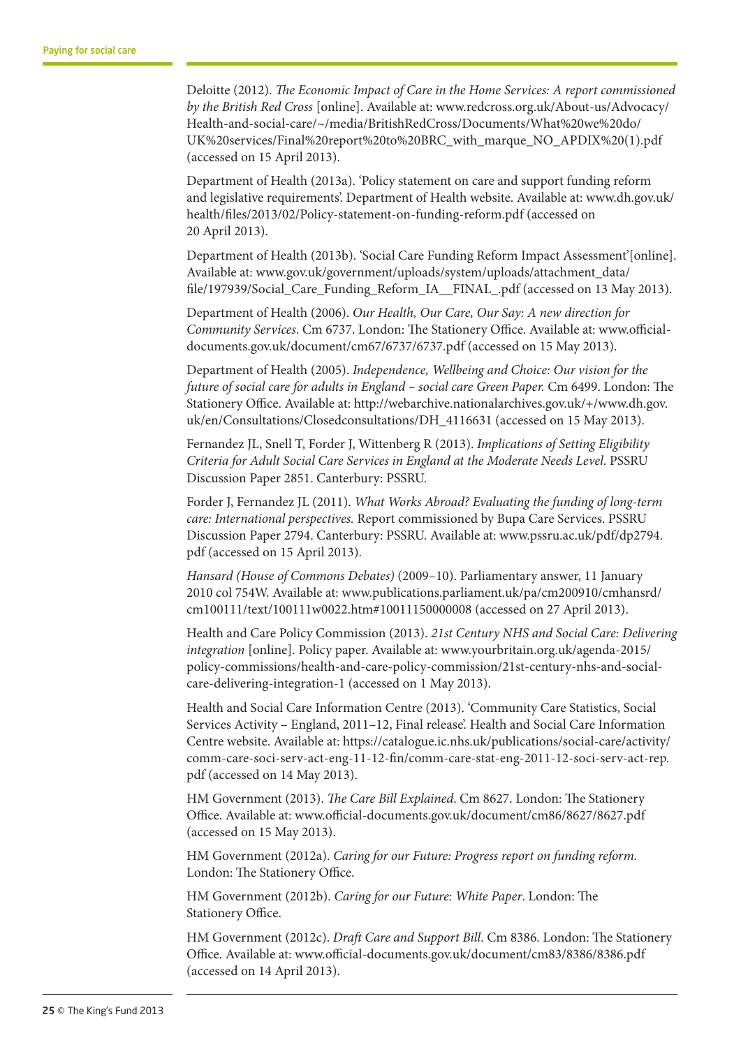Deloitte (2012). *The Economic Impact of Care in the Home Services: A report commissioned by the British Red Cross* [online]. Available at: www.redcross.org.uk/About-us/Advocacy/Health-and-social-care/~/media/BritishRedCross/Documents/What%20we%20do/UK%20services/Final%20report%20to%20BRC_with_marque_NO_APDIX%20(1).pdf (accessed on 15 April 2013).

Department of Health (2013a). 'Policy statement on care and support funding reform and legislative requirements'. Department of Health website. Available at: www.dh.gov.uk/health/files/2013/02/Policy-statement-on-funding-reform.pdf (accessed on 20 April 2013).

Department of Health (2013b). 'Social Care Funding Reform Impact Assessment'[online]. Available at: www.gov.uk/government/uploads/system/uploads/attachment_data/file/197939/Social_Care_Funding_Reform_IA__FINAL_.pdf (accessed on 13 May 2013).

Department of Health (2006). *Our Health, Our Care, Our Say: A new direction for Community Services*. Cm 6737. London: The Stationery Office. Available at: www.official-documents.gov.uk/document/cm67/6737/6737.pdf (accessed on 15 May 2013).

Department of Health (2005). *Independence, Wellbeing and Choice: Our vision for the future of social care for adults in England – social care Green Paper.* Cm 6499. London: The Stationery Office. Available at: http://webarchive.nationalarchives.gov.uk/+/www.dh.gov.uk/en/Consultations/Closedconsultations/DH_4116631 (accessed on 15 May 2013).

Fernandez JL, Snell T, Forder J, Wittenberg R (2013). *Implications of Setting Eligibility Criteria for Adult Social Care Services in England at the Moderate Needs Level*. PSSRU Discussion Paper 2851. Canterbury: PSSRU.

Forder J, Fernandez JL (2011). *What Works Abroad? Evaluating the funding of long-term care: International perspectives.* Report commissioned by Bupa Care Services. PSSRU Discussion Paper 2794. Canterbury: PSSRU. Available at: www.pssru.ac.uk/pdf/dp2794.pdf (accessed on 15 April 2013).

*Hansard (House of Commons Debates)* (2009–10). Parliamentary answer, 11 January 2010 col 754W. Available at: www.publications.parliament.uk/pa/cm200910/cmhansrd/cm100111/text/100111w0022.htm#10011150000008 (accessed on 27 April 2013).

Health and Care Policy Commission (2013). *21st Century NHS and Social Care: Delivering integration* [online]. Policy paper. Available at: www.yourbritain.org.uk/agenda-2015/policy-commissions/health-and-care-policy-commission/21st-century-nhs-and-social-care-delivering-integration-1 (accessed on 1 May 2013).

Health and Social Care Information Centre (2013). 'Community Care Statistics, Social Services Activity – England, 2011–12, Final release'. Health and Social Care Information Centre website. Available at: https://catalogue.ic.nhs.uk/publications/social-care/activity/comm-care-soci-serv-act-eng-11-12-fin/comm-care-stat-eng-2011-12-soci-serv-act-rep.pdf (accessed on 14 May 2013).

HM Government (2013). *The Care Bill Explained*. Cm 8627. London: The Stationery Office. Available at: www.official-documents.gov.uk/document/cm86/8627/8627.pdf (accessed on 15 May 2013).

HM Government (2012a). *Caring for our Future: Progress report on funding reform.* London: The Stationery Office.

HM Government (2012b). *Caring for our Future: White Paper*. London: The Stationery Office.

HM Government (2012c). *Draft Care and Support Bill*. Cm 8386. London: The Stationery Office. Available at: www.official-documents.gov.uk/document/cm83/8386/8386.pdf (accessed on 14 April 2013).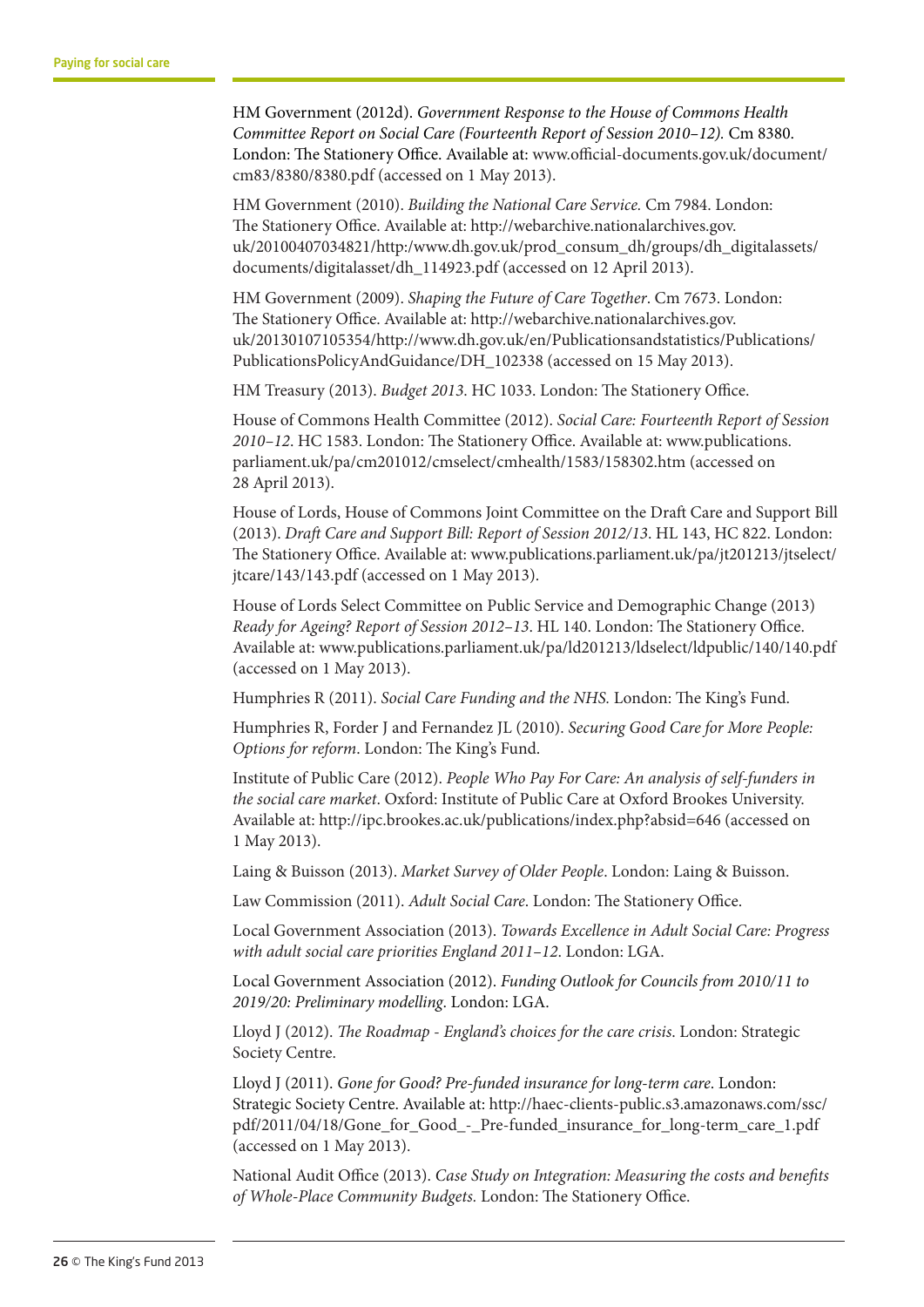HM Government (2012d). *Government Response to the House of Commons Health Committee Report on Social Care (Fourteenth Report of Session 2010–12).* Cm 8380. London: The Stationery Office. Available at: www.official-documents.gov.uk/document/cm83/8380/8380.pdf (accessed on 1 May 2013).

HM Government (2010). *Building the National Care Service.* Cm 7984. London: The Stationery Office. Available at: http://webarchive.nationalarchives.gov.uk/20100407034821/http:/www.dh.gov.uk/prod_consum_dh/groups/dh_digitalassets/documents/digitalasset/dh_114923.pdf (accessed on 12 April 2013).

HM Government (2009). *Shaping the Future of Care Together*. Cm 7673. London: The Stationery Office. Available at: http://webarchive.nationalarchives.gov.uk/20130107105354/http://www.dh.gov.uk/en/Publicationsandstatistics/Publications/PublicationsPolicyAndGuidance/DH_102338 (accessed on 15 May 2013).

HM Treasury (2013). *Budget 2013*. HC 1033. London: The Stationery Office.

House of Commons Health Committee (2012). *Social Care: Fourteenth Report of Session 2010–12*. HC 1583. London: The Stationery Office. Available at: www.publications.parliament.uk/pa/cm201012/cmselect/cmhealth/1583/158302.htm (accessed on 28 April 2013).

House of Lords, House of Commons Joint Committee on the Draft Care and Support Bill (2013). *Draft Care and Support Bill: Report of Session 2012/13*. HL 143, HC 822. London: The Stationery Office. Available at: www.publications.parliament.uk/pa/jt201213/jtselect/jtcare/143/143.pdf (accessed on 1 May 2013).

House of Lords Select Committee on Public Service and Demographic Change (2013) *Ready for Ageing? Report of Session 2012–13*. HL 140. London: The Stationery Office. Available at: www.publications.parliament.uk/pa/ld201213/ldselect/ldpublic/140/140.pdf (accessed on 1 May 2013).

Humphries R (2011). *Social Care Funding and the NHS.* London: The King's Fund.

Humphries R, Forder J and Fernandez JL (2010). *Securing Good Care for More People: Options for reform*. London: The King's Fund.

Institute of Public Care (2012). *People Who Pay For Care: An analysis of self-funders in the social care market*. Oxford: Institute of Public Care at Oxford Brookes University. Available at: http://ipc.brookes.ac.uk/publications/index.php?absid=646 (accessed on 1 May 2013).

Laing & Buisson (2013). *Market Survey of Older People*. London: Laing & Buisson.

Law Commission (2011). *Adult Social Care*. London: The Stationery Office.

Local Government Association (2013). *Towards Excellence in Adult Social Care: Progress with adult social care priorities England 2011–12.* London: LGA.

Local Government Association (2012). *Funding Outlook for Councils from 2010/11 to 2019/20: Preliminary modelling*. London: LGA.

Lloyd J (2012). *The Roadmap - England's choices for the care crisis*. London: Strategic Society Centre.

Lloyd J (2011). *Gone for Good? Pre-funded insurance for long-term care*. London: Strategic Society Centre. Available at: http://haec-clients-public.s3.amazonaws.com/ssc/pdf/2011/04/18/Gone_for_Good_-_Pre-funded_insurance_for_long-term_care_1.pdf (accessed on 1 May 2013).

National Audit Office (2013). *Case Study on Integration: Measuring the costs and benefits of Whole-Place Community Budgets.* London: The Stationery Office.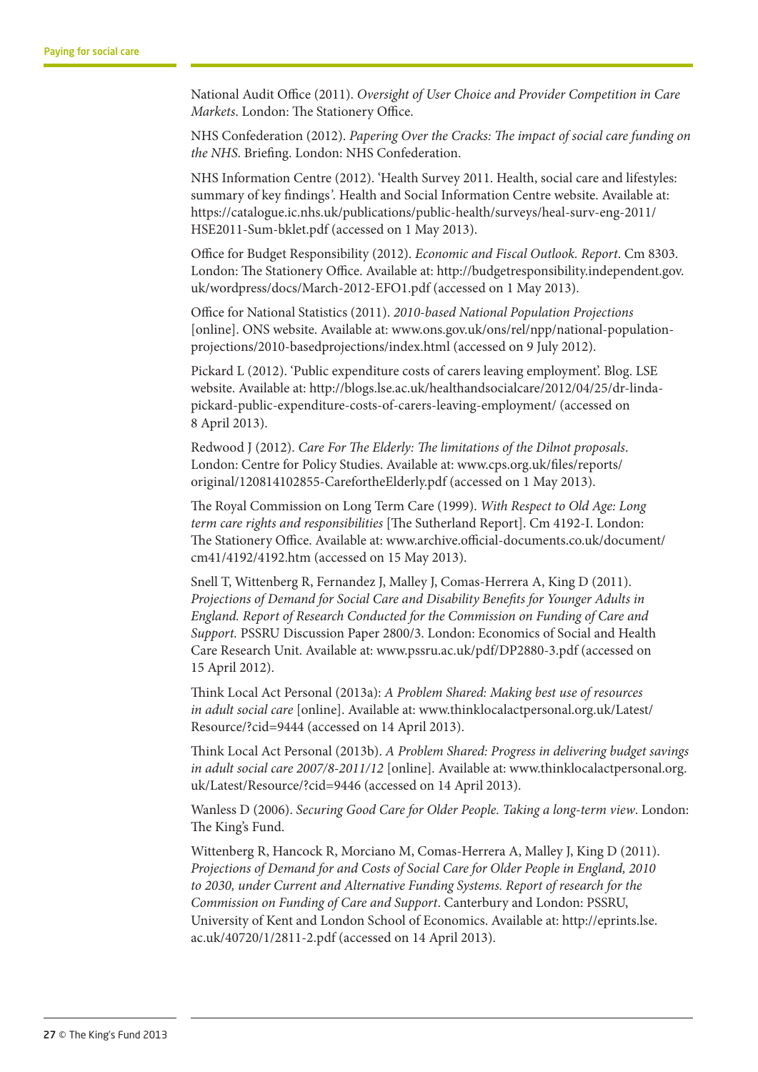National Audit Office (2011). *Oversight of User Choice and Provider Competition in Care Markets*. London: The Stationery Office.

NHS Confederation (2012). *Papering Over the Cracks: The impact of social care funding on the NHS*. Briefing. London: NHS Confederation.

NHS Information Centre (2012). 'Health Survey 2011. Health, social care and lifestyles: summary of key findings'. Health and Social Information Centre website. Available at: https://catalogue.ic.nhs.uk/publications/public-health/surveys/heal-surv-eng-2011/HSE2011-Sum-bklet.pdf (accessed on 1 May 2013).

Office for Budget Responsibility (2012). *Economic and Fiscal Outlook. Report*. Cm 8303. London: The Stationery Office. Available at: http://budgetresponsibility.independent.gov.uk/wordpress/docs/March-2012-EFO1.pdf (accessed on 1 May 2013).

Office for National Statistics (2011). *2010-based National Population Projections* [online]. ONS website. Available at: www.ons.gov.uk/ons/rel/npp/national-population-projections/2010-basedprojections/index.html (accessed on 9 July 2012).

Pickard L (2012). 'Public expenditure costs of carers leaving employment'. Blog. LSE website. Available at: http://blogs.lse.ac.uk/healthandsocialcare/2012/04/25/dr-linda-pickard-public-expenditure-costs-of-carers-leaving-employment/ (accessed on 8 April 2013).

Redwood J (2012). *Care For The Elderly: The limitations of the Dilnot proposals*. London: Centre for Policy Studies. Available at: www.cps.org.uk/files/reports/original/120814102855-CarefortheElderly.pdf (accessed on 1 May 2013).

The Royal Commission on Long Term Care (1999). *With Respect to Old Age: Long term care rights and responsibilities* [The Sutherland Report]. Cm 4192-I. London: The Stationery Office. Available at: www.archive.official-documents.co.uk/document/cm41/4192/4192.htm (accessed on 15 May 2013).

Snell T, Wittenberg R, Fernandez J, Malley J, Comas-Herrera A, King D (2011). *Projections of Demand for Social Care and Disability Benefits for Younger Adults in England. Report of Research Conducted for the Commission on Funding of Care and Support.* PSSRU Discussion Paper 2800/3. London: Economics of Social and Health Care Research Unit. Available at: www.pssru.ac.uk/pdf/DP2880-3.pdf (accessed on 15 April 2012).

Think Local Act Personal (2013a): *A Problem Shared: Making best use of resources in adult social care* [online]. Available at: www.thinklocalactpersonal.org.uk/Latest/Resource/?cid=9444 (accessed on 14 April 2013).

Think Local Act Personal (2013b). *A Problem Shared: Progress in delivering budget savings in adult social care 2007/8-2011/12* [online]. Available at: www.thinklocalactpersonal.org.uk/Latest/Resource/?cid=9446 (accessed on 14 April 2013).

Wanless D (2006). *Securing Good Care for Older People. Taking a long-term view*. London: The King's Fund.

Wittenberg R, Hancock R, Morciano M, Comas-Herrera A, Malley J, King D (2011). *Projections of Demand for and Costs of Social Care for Older People in England, 2010 to 2030, under Current and Alternative Funding Systems. Report of research for the Commission on Funding of Care and Support*. Canterbury and London: PSSRU, University of Kent and London School of Economics. Available at: http://eprints.lse.ac.uk/40720/1/2811-2.pdf (accessed on 14 April 2013).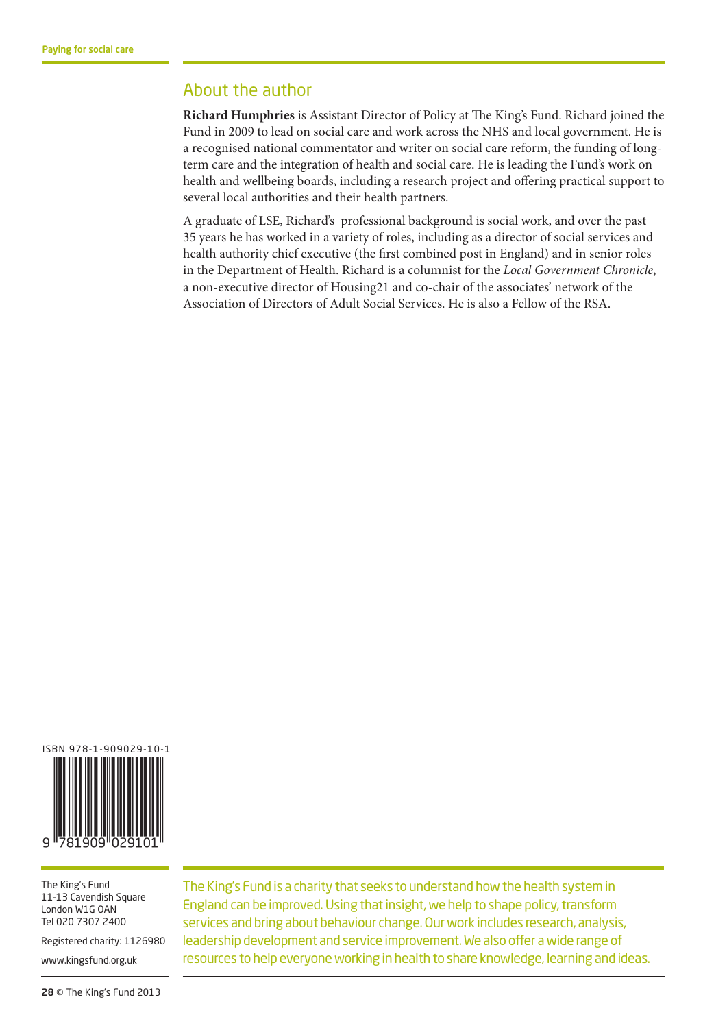## About the author

**Richard Humphries** is Assistant Director of Policy at The King's Fund. Richard joined the Fund in 2009 to lead on social care and work across the NHS and local government. He is a recognised national commentator and writer on social care reform, the funding of long-term care and the integration of health and social care. He is leading the Fund's work on health and wellbeing boards, including a research project and offering practical support to several local authorities and their health partners.

A graduate of LSE, Richard's professional background is social work, and over the past 35 years he has worked in a variety of roles, including as a director of social services and health authority chief executive (the first combined post in England) and in senior roles in the Department of Health. Richard is a columnist for the *Local Government Chronicle*, a non-executive director of Housing21 and co-chair of the associates' network of the Association of Directors of Adult Social Services. He is also a Fellow of the RSA.

ISBN 978-1-909029-10-1

9 781909 029101

The King's Fund
11–13 Cavendish Square
London W1G 0AN
Tel 020 7307 2400

Registered charity: 1126980

www.kingsfund.org.uk

The King's Fund is a charity that seeks to understand how the health system in England can be improved. Using that insight, we help to shape policy, transform services and bring about behaviour change. Our work includes research, analysis, leadership development and service improvement. We also offer a wide range of resources to help everyone working in health to share knowledge, learning and ideas.

© The King's Fund 2013